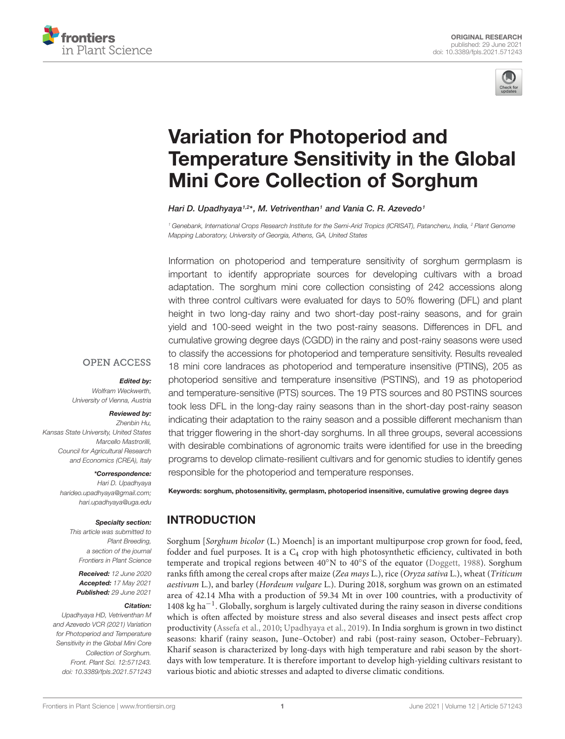ORIGINAL RESEARCH
published: 29 June 2021
doi: 10.3389/fpls.2021.571243

# Variation for Photoperiod and Temperature Sensitivity in the Global Mini Core Collection of Sorghum

*Hari D. Upadhyaya[1,2]\*, M. Vetriventhan[1] and Vania C. R. Azevedo[1]*

[1] Genebank, International Crops Research Institute for the Semi-Arid Tropics (ICRISAT), Patancheru, India, [2] Plant Genome Mapping Laboratory, University of Georgia, Athens, GA, United States

Information on photoperiod and temperature sensitivity of sorghum germplasm is important to identify appropriate sources for developing cultivars with a broad adaptation. The sorghum mini core collection consisting of 242 accessions along with three control cultivars were evaluated for days to 50% flowering (DFL) and plant height in two long-day rainy and two short-day post-rainy seasons, and for grain yield and 100-seed weight in the two post-rainy seasons. Differences in DFL and cumulative growing degree days (CGDD) in the rainy and post-rainy seasons were used to classify the accessions for photoperiod and temperature sensitivity. Results revealed 18 mini core landraces as photoperiod and temperature insensitive (PTINS), 205 as photoperiod sensitive and temperature insensitive (PSTINS), and 19 as photoperiod and temperature-sensitive (PTS) sources. The 19 PTS sources and 80 PSTINS sources took less DFL in the long-day rainy seasons than in the short-day post-rainy season indicating their adaptation to the rainy season and a possible different mechanism than that trigger flowering in the short-day sorghums. In all three groups, several accessions with desirable combinations of agronomic traits were identified for use in the breeding programs to develop climate-resilient cultivars and for genomic studies to identify genes responsible for the photoperiod and temperature responses.

**Keywords: sorghum, photosensitivity, germplasm, photoperiod insensitive, cumulative growing degree days**

OPEN ACCESS

***Edited by:***
*Wolfram Weckwerth,*
*University of Vienna, Austria*

***Reviewed by:***
*Zhenbin Hu,*
*Kansas State University, United States*
*Marcello Mastrorilli,*
*Council for Agricultural Research and Economics (CREA), Italy*

***\*Correspondence:***
*Hari D. Upadhyaya*
*harideo.upadhyaya@gmail.com;*
*hari.upadhyaya@uga.edu*

***Specialty section:***
*This article was submitted to Plant Breeding, a section of the journal Frontiers in Plant Science*

***Received:*** *12 June 2020*
***Accepted:*** *17 May 2021*
***Published:*** *29 June 2021*

***Citation:***
*Upadhyaya HD, Vetriventhan M and Azevedo VCR (2021) Variation for Photoperiod and Temperature Sensitivity in the Global Mini Core Collection of Sorghum. Front. Plant Sci. 12:571243. doi: 10.3389/fpls.2021.571243*

## INTRODUCTION

Sorghum [*Sorghum bicolor* (L.) Moench] is an important multipurpose crop grown for food, feed, fodder and fuel purposes. It is a $C_4$ crop with high photosynthetic efficiency, cultivated in both temperate and tropical regions between 40°N to 40°S of the equator (Doggett, 1988). Sorghum ranks fifth among the cereal crops after maize (*Zea mays* L.), rice (*Oryza sativa* L.), wheat (*Triticum aestivum* L.), and barley (*Hordeum vulgare* L.). During 2018, sorghum was grown on an estimated area of 42.14 Mha with a production of 59.34 Mt in over 100 countries, with a productivity of 1408 kg $ha^{-1}$. Globally, sorghum is largely cultivated during the rainy season in diverse conditions which is often affected by moisture stress and also several diseases and insect pests affect crop productivity (Assefa et al., 2010; Upadhyaya et al., 2019). In India sorghum is grown in two distinct seasons: kharif (rainy season, June–October) and rabi (post-rainy season, October–February). Kharif season is characterized by long-days with high temperature and rabi season by the short-days with low temperature. It is therefore important to develop high-yielding cultivars resistant to various biotic and abiotic stresses and adapted to diverse climatic conditions.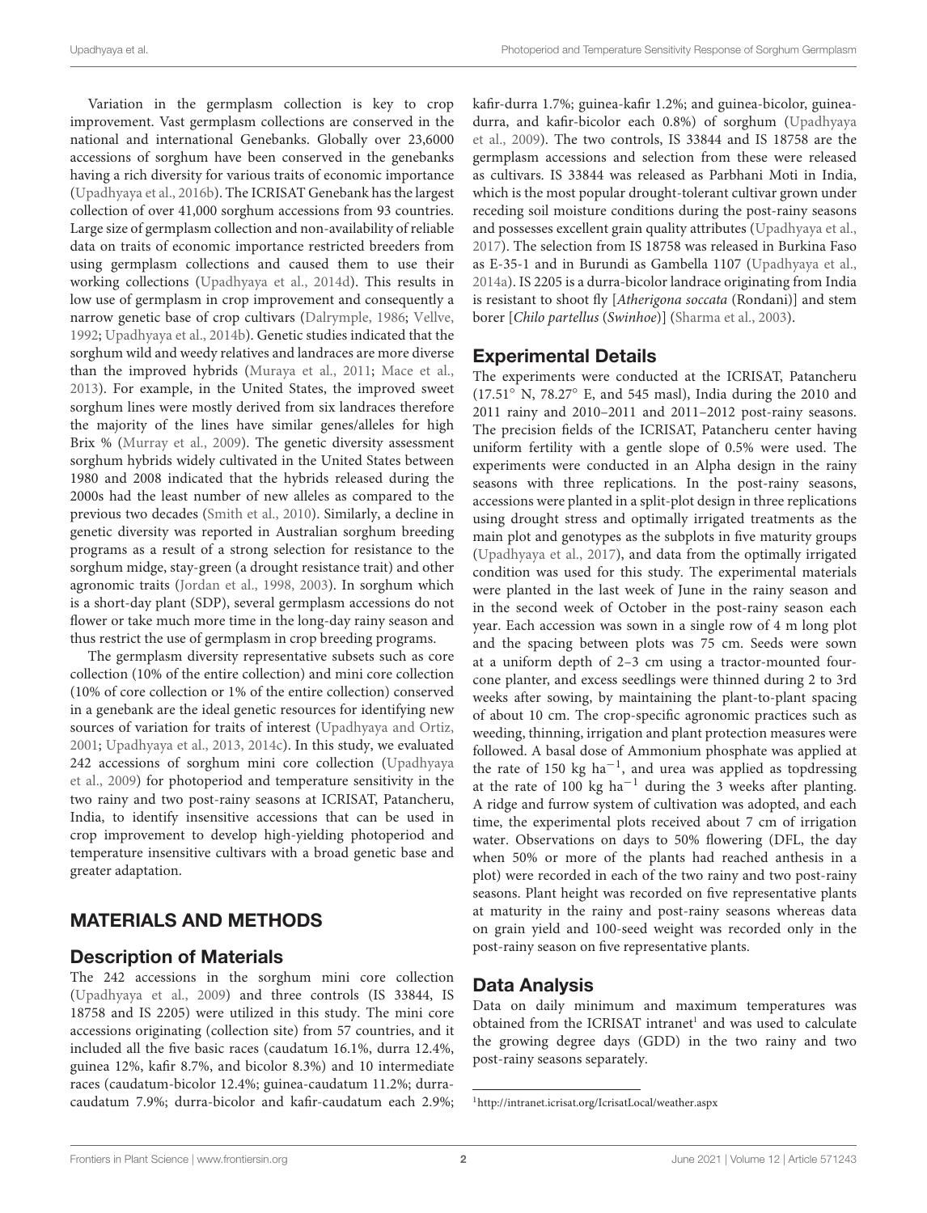Variation in the germplasm collection is key to crop improvement. Vast germplasm collections are conserved in the national and international Genebanks. Globally over 23,6000 accessions of sorghum have been conserved in the genebanks having a rich diversity for various traits of economic importance (Upadhyaya et al., 2016b). The ICRISAT Genebank has the largest collection of over 41,000 sorghum accessions from 93 countries. Large size of germplasm collection and non-availability of reliable data on traits of economic importance restricted breeders from using germplasm collections and caused them to use their working collections (Upadhyaya et al., 2014d). This results in low use of germplasm in crop improvement and consequently a narrow genetic base of crop cultivars (Dalrymple, 1986; Vellve, 1992; Upadhyaya et al., 2014b). Genetic studies indicated that the sorghum wild and weedy relatives and landraces are more diverse than the improved hybrids (Muraya et al., 2011; Mace et al., 2013). For example, in the United States, the improved sweet sorghum lines were mostly derived from six landraces therefore the majority of the lines have similar genes/alleles for high Brix % (Murray et al., 2009). The genetic diversity assessment sorghum hybrids widely cultivated in the United States between 1980 and 2008 indicated that the hybrids released during the 2000s had the least number of new alleles as compared to the previous two decades (Smith et al., 2010). Similarly, a decline in genetic diversity was reported in Australian sorghum breeding programs as a result of a strong selection for resistance to the sorghum midge, stay-green (a drought resistance trait) and other agronomic traits (Jordan et al., 1998, 2003). In sorghum which is a short-day plant (SDP), several germplasm accessions do not flower or take much more time in the long-day rainy season and thus restrict the use of germplasm in crop breeding programs.

The germplasm diversity representative subsets such as core collection (10% of the entire collection) and mini core collection (10% of core collection or 1% of the entire collection) conserved in a genebank are the ideal genetic resources for identifying new sources of variation for traits of interest (Upadhyaya and Ortiz, 2001; Upadhyaya et al., 2013, 2014c). In this study, we evaluated 242 accessions of sorghum mini core collection (Upadhyaya et al., 2009) for photoperiod and temperature sensitivity in the two rainy and two post-rainy seasons at ICRISAT, Patancheru, India, to identify insensitive accessions that can be used in crop improvement to develop high-yielding photoperiod and temperature insensitive cultivars with a broad genetic base and greater adaptation.

## MATERIALS AND METHODS

### Description of Materials

The 242 accessions in the sorghum mini core collection (Upadhyaya et al., 2009) and three controls (IS 33844, IS 18758 and IS 2205) were utilized in this study. The mini core accessions originating (collection site) from 57 countries, and it included all the five basic races (caudatum 16.1%, durra 12.4%, guinea 12%, kafir 8.7%, and bicolor 8.3%) and 10 intermediate races (caudatum-bicolor 12.4%; guinea-caudatum 11.2%; durra-caudatum 7.9%; durra-bicolor and kafir-caudatum each 2.9%; kafir-durra 1.7%; guinea-kafir 1.2%; and guinea-bicolor, guinea-durra, and kafir-bicolor each 0.8%) of sorghum (Upadhyaya et al., 2009). The two controls, IS 33844 and IS 18758 are the germplasm accessions and selection from these were released as cultivars. IS 33844 was released as Parbhani Moti in India, which is the most popular drought-tolerant cultivar grown under receding soil moisture conditions during the post-rainy seasons and possesses excellent grain quality attributes (Upadhyaya et al., 2017). The selection from IS 18758 was released in Burkina Faso as E-35-1 and in Burundi as Gambella 1107 (Upadhyaya et al., 2014a). IS 2205 is a durra-bicolor landrace originating from India is resistant to shoot fly [*Atherigona soccata* (Rondani)] and stem borer [*Chilo partellus* (*Swinhoe*)] (Sharma et al., 2003).

### Experimental Details

The experiments were conducted at the ICRISAT, Patancheru (17.51° N, 78.27° E, and 545 masl), India during the 2010 and 2011 rainy and 2010–2011 and 2011–2012 post-rainy seasons. The precision fields of the ICRISAT, Patancheru center having uniform fertility with a gentle slope of 0.5% were used. The experiments were conducted in an Alpha design in the rainy seasons with three replications. In the post-rainy seasons, accessions were planted in a split-plot design in three replications using drought stress and optimally irrigated treatments as the main plot and genotypes as the subplots in five maturity groups (Upadhyaya et al., 2017), and data from the optimally irrigated condition was used for this study. The experimental materials were planted in the last week of June in the rainy season and in the second week of October in the post-rainy season each year. Each accession was sown in a single row of 4 m long plot and the spacing between plots was 75 cm. Seeds were sown at a uniform depth of 2–3 cm using a tractor-mounted four-cone planter, and excess seedlings were thinned during 2 to 3rd weeks after sowing, by maintaining the plant-to-plant spacing of about 10 cm. The crop-specific agronomic practices such as weeding, thinning, irrigation and plant protection measures were followed. A basal dose of Ammonium phosphate was applied at the rate of 150 kg $ha^{-1}$, and urea was applied as topdressing at the rate of 100 kg $ha^{-1}$ during the 3 weeks after planting. A ridge and furrow system of cultivation was adopted, and each time, the experimental plots received about 7 cm of irrigation water. Observations on days to 50% flowering (DFL, the day when 50% or more of the plants had reached anthesis in a plot) were recorded in each of the two rainy and two post-rainy seasons. Plant height was recorded on five representative plants at maturity in the rainy and post-rainy seasons whereas data on grain yield and 100-seed weight was recorded only in the post-rainy season on five representative plants.

### Data Analysis

Data on daily minimum and maximum temperatures was obtained from the ICRISAT intranet[1] and was used to calculate the growing degree days (GDD) in the two rainy and two post-rainy seasons separately.

[1] http://intranet.icrisat.org/IcrisatLocal/weather.aspx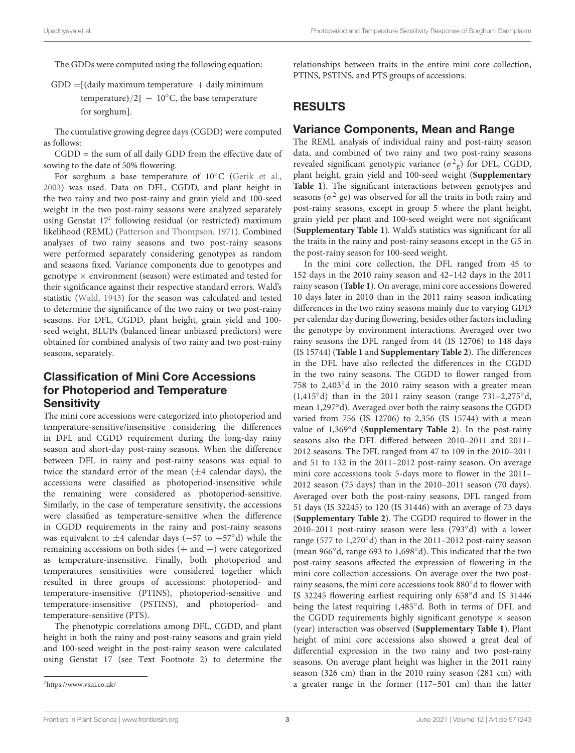The GDDs were computed using the following equation:

GDD =[(daily maximum temperature + daily minimum temperature)/2] − 10°C, the base temperature for sorghum].

The cumulative growing degree days (CGDD) were computed as follows:

CGDD = the sum of all daily GDD from the effective date of sowing to the date of 50% flowering.

For sorghum a base temperature of 10°C (Gerik et al., 2003) was used. Data on DFL, CGDD, and plant height in the two rainy and two post-rainy and grain yield and 100-seed weight in the two post-rainy seasons were analyzed separately using Genstat 17[2] following residual (or restricted) maximum likelihood (REML) (Patterson and Thompson, 1971). Combined analyses of two rainy seasons and two post-rainy seasons were performed separately considering genotypes as random and seasons fixed. Variance components due to genotypes and genotype × environment (season) were estimated and tested for their significance against their respective standard errors. Wald's statistic (Wald, 1943) for the season was calculated and tested to determine the significance of the two rainy or two post-rainy seasons. For DFL, CGDD, plant height, grain yield and 100-seed weight, BLUPs (balanced linear unbiased predictors) were obtained for combined analysis of two rainy and two post-rainy seasons, separately.

## Classification of Mini Core Accessions for Photoperiod and Temperature Sensitivity

The mini core accessions were categorized into photoperiod and temperature-sensitive/insensitive considering the differences in DFL and CGDD requirement during the long-day rainy season and short-day post-rainy seasons. When the difference between DFL in rainy and post-rainy seasons was equal to twice the standard error of the mean (±4 calendar days), the accessions were classified as photoperiod-insensitive while the remaining were considered as photoperiod-sensitive. Similarly, in the case of temperature sensitivity, the accessions were classified as temperature-sensitive when the difference in CGDD requirements in the rainy and post-rainy seasons was equivalent to ±4 calendar days (−57 to +57°d) while the remaining accessions on both sides (+ and −) were categorized as temperature-insensitive. Finally, both photoperiod and temperatures sensitivities were considered together which resulted in three groups of accessions: photoperiod- and temperature-insensitive (PTINS), photoperiod-sensitive and temperature-insensitive (PSTINS), and photoperiod- and temperature-sensitive (PTS).

The phenotypic correlations among DFL, CGDD, and plant height in both the rainy and post-rainy seasons and grain yield and 100-seed weight in the post-rainy season were calculated using Genstat 17 (see Text Footnote 2) to determine the relationships between traits in the entire mini core collection, PTINS, PSTINS, and PTS groups of accessions.

[2]https://www.vsni.co.uk/

# RESULTS

## Variance Components, Mean and Range

The REML analysis of individual rainy and post-rainy season data, and combined of two rainy and two post-rainy seasons revealed significant genotypic variance ($\sigma^2_g$) for DFL, CGDD, plant height, grain yield and 100-seed weight (**Supplementary Table 1**). The significant interactions between genotypes and seasons ($\sigma^2$ ge) was observed for all the traits in both rainy and post-rainy seasons, except in group 5 where the plant height, grain yield per plant and 100-seed weight were not significant (**Supplementary Table 1**). Wald's statistics was significant for all the traits in the rainy and post-rainy seasons except in the G5 in the post-rainy season for 100-seed weight.

In the mini core collection, the DFL ranged from 45 to 152 days in the 2010 rainy season and 42–142 days in the 2011 rainy season (**Table 1**). On average, mini core accessions flowered 10 days later in 2010 than in the 2011 rainy season indicating differences in the two rainy seasons mainly due to varying GDD per calendar day during flowering, besides other factors including the genotype by environment interactions. Averaged over two rainy seasons the DFL ranged from 44 (IS 12706) to 148 days (IS 15744) (**Table 1** and **Supplementary Table 2**). The differences in the DFL have also reflected the differences in the CGDD in the two rainy seasons. The CGDD to flower ranged from 758 to 2,403°d in the 2010 rainy season with a greater mean (1,415°d) than in the 2011 rainy season (range 731–2,275°d, mean 1,297°d). Averaged over both the rainy seasons the CGDD varied from 756 (IS 12706) to 2,356 (IS 15744) with a mean value of 1,369°d (**Supplementary Table 2**). In the post-rainy seasons also the DFL differed between 2010–2011 and 2011–2012 seasons. The DFL ranged from 47 to 109 in the 2010–2011 and 51 to 132 in the 2011–2012 post-rainy season. On average mini core accessions took 5-days more to flower in the 2011–2012 season (75 days) than in the 2010–2011 season (70 days). Averaged over both the post-rainy seasons, DFL ranged from 51 days (IS 32245) to 120 (IS 31446) with an average of 73 days (**Supplementary Table 2**). The CGDD required to flower in the 2010–2011 post-rainy season were less (793°d) with a lower range (577 to 1,270°d) than in the 2011–2012 post-rainy season (mean 966°d, range 693 to 1,698°d). This indicated that the two post-rainy seasons affected the expression of flowering in the mini core collection accessions. On average over the two post-rainy seasons, the mini core accessions took 880°d to flower with IS 32245 flowering earliest requiring only 658°d and IS 31446 being the latest requiring 1,485°d. Both in terms of DFL and the CGDD requirements highly significant genotype × season (year) interaction was observed (**Supplementary Table 1**). Plant height of mini core accessions also showed a great deal of differential expression in the two rainy and two post-rainy seasons. On average plant height was higher in the 2011 rainy season (326 cm) than in the 2010 rainy season (281 cm) with a greater range in the former (117–501 cm) than the latter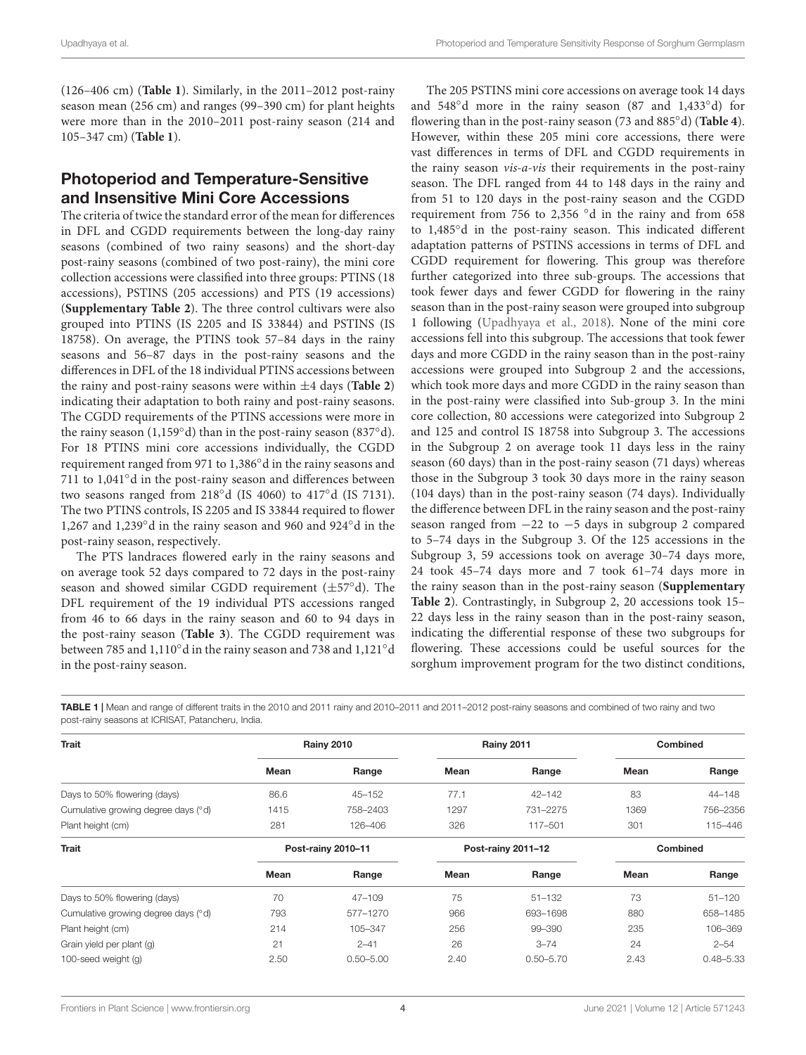(126–406 cm) (**Table 1**). Similarly, in the 2011–2012 post-rainy season mean (256 cm) and ranges (99–390 cm) for plant heights were more than in the 2010–2011 post-rainy season (214 and 105–347 cm) (**Table 1**).

## Photoperiod and Temperature-Sensitive and Insensitive Mini Core Accessions

The criteria of twice the standard error of the mean for differences in DFL and CGDD requirements between the long-day rainy seasons (combined of two rainy seasons) and the short-day post-rainy seasons (combined of two post-rainy), the mini core collection accessions were classified into three groups: PTINS (18 accessions), PSTINS (205 accessions) and PTS (19 accessions) (**Supplementary Table 2**). The three control cultivars were also grouped into PTINS (IS 2205 and IS 33844) and PSTINS (IS 18758). On average, the PTINS took 57–84 days in the rainy seasons and 56–87 days in the post-rainy seasons and the differences in DFL of the 18 individual PTINS accessions between the rainy and post-rainy seasons were within ±4 days (**Table 2**) indicating their adaptation to both rainy and post-rainy seasons. The CGDD requirements of the PTINS accessions were more in the rainy season (1,159°d) than in the post-rainy season (837°d). For 18 PTINS mini core accessions individually, the CGDD requirement ranged from 971 to 1,386°d in the rainy seasons and 711 to 1,041°d in the post-rainy season and differences between two seasons ranged from 218°d (IS 4060) to 417°d (IS 7131). The two PTINS controls, IS 2205 and IS 33844 required to flower 1,267 and 1,239°d in the rainy season and 960 and 924°d in the post-rainy season, respectively.

The PTS landraces flowered early in the rainy seasons and on average took 52 days compared to 72 days in the post-rainy season and showed similar CGDD requirement (±57°d). The DFL requirement of the 19 individual PTS accessions ranged from 46 to 66 days in the rainy season and 60 to 94 days in the post-rainy season (**Table 3**). The CGDD requirement was between 785 and 1,110°d in the rainy season and 738 and 1,121°d in the post-rainy season.

The 205 PSTINS mini core accessions on average took 14 days and 548°d more in the rainy season (87 and 1,433°d) for flowering than in the post-rainy season (73 and 885°d) (**Table 4**). However, within these 205 mini core accessions, there were vast differences in terms of DFL and CGDD requirements in the rainy season *vis-a-vis* their requirements in the post-rainy season. The DFL ranged from 44 to 148 days in the rainy and from 51 to 120 days in the post-rainy season and the CGDD requirement from 756 to 2,356 °d in the rainy and from 658 to 1,485°d in the post-rainy season. This indicated different adaptation patterns of PSTINS accessions in terms of DFL and CGDD requirement for flowering. This group was therefore further categorized into three sub-groups. The accessions that took fewer days and fewer CGDD for flowering in the rainy season than in the post-rainy season were grouped into subgroup 1 following (Upadhyaya et al., 2018). None of the mini core accessions fell into this subgroup. The accessions that took fewer days and more CGDD in the rainy season than in the post-rainy accessions were grouped into Subgroup 2 and the accessions, which took more days and more CGDD in the rainy season than in the post-rainy were classified into Sub-group 3. In the mini core collection, 80 accessions were categorized into Subgroup 2 and 125 and control IS 18758 into Subgroup 3. The accessions in the Subgroup 2 on average took 11 days less in the rainy season (60 days) than in the post-rainy season (71 days) whereas those in the Subgroup 3 took 30 days more in the rainy season (104 days) than in the post-rainy season (74 days). Individually the difference between DFL in the rainy season and the post-rainy season ranged from −22 to −5 days in subgroup 2 compared to 5–74 days in the Subgroup 3. Of the 125 accessions in the Subgroup 3, 59 accessions took on average 30–74 days more, 24 took 45–74 days more and 7 took 61–74 days more in the rainy season than in the post-rainy season (**Supplementary Table 2**). Contrastingly, in Subgroup 2, 20 accessions took 15–22 days less in the rainy season than in the post-rainy season, indicating the differential response of these two subgroups for flowering. These accessions could be useful sources for the sorghum improvement program for the two distinct conditions,

**TABLE 1** | Mean and range of different traits in the 2010 and 2011 rainy and 2010–2011 and 2011–2012 post-rainy seasons and combined of two rainy and two post-rainy seasons at ICRISAT, Patancheru, India.

| Trait | Rainy 2010 | | Rainy 2011 | | Combined | |
|---|---|---|---|---|---|---|
| | Mean | Range | Mean | Range | Mean | Range |
| Days to 50% flowering (days) | 86.6 | 45–152 | 77.1 | 42–142 | 83 | 44–148 |
| Cumulative growing degree days (°d) | 1415 | 758–2403 | 1297 | 731–2275 | 1369 | 756–2356 |
| Plant height (cm) | 281 | 126–406 | 326 | 117–501 | 301 | 115–446 |
| **Trait** | **Post-rainy 2010–11** | | **Post-rainy 2011–12** | | **Combined** | |
| | Mean | Range | Mean | Range | Mean | Range |
| Days to 50% flowering (days) | 70 | 47–109 | 75 | 51–132 | 73 | 51–120 |
| Cumulative growing degree days (°d) | 793 | 577–1270 | 966 | 693–1698 | 880 | 658–1485 |
| Plant height (cm) | 214 | 105–347 | 256 | 99–390 | 235 | 106–369 |
| Grain yield per plant (g) | 21 | 2–41 | 26 | 3–74 | 24 | 2–54 |
| 100-seed weight (g) | 2.50 | 0.50–5.00 | 2.40 | 0.50–5.70 | 2.43 | 0.48–5.33 |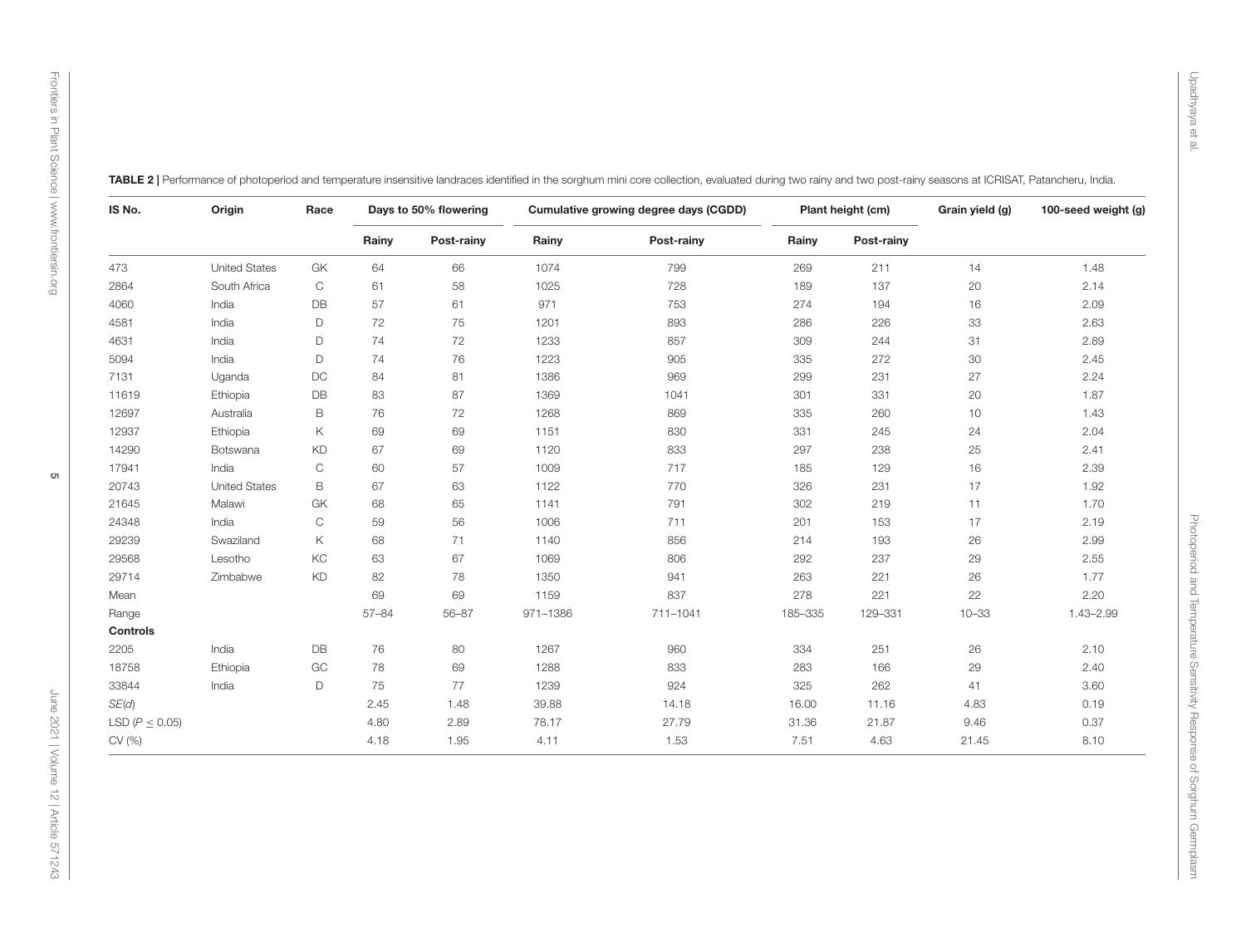**TABLE 2 |** Performance of photoperiod and temperature insensitive landraces identified in the sorghum mini core collection, evaluated during two rainy and two post-rainy seasons at ICRISAT, Patancheru, India.

| IS No. | Origin | Race | Days to 50% flowering | | Cumulative growing degree days (CGDD) | | Plant height (cm) | | Grain yield (g) | 100-seed weight (g) |
|---|---|---|---|---|---|---|---|---|---|---|
| | | | Rainy | Post-rainy | Rainy | Post-rainy | Rainy | Post-rainy | | |
| 473 | United States | GK | 64 | 66 | 1074 | 799 | 269 | 211 | 14 | 1.48 |
| 2864 | South Africa | C | 61 | 58 | 1025 | 728 | 189 | 137 | 20 | 2.14 |
| 4060 | India | DB | 57 | 61 | 971 | 753 | 274 | 194 | 16 | 2.09 |
| 4581 | India | D | 72 | 75 | 1201 | 893 | 286 | 226 | 33 | 2.63 |
| 4631 | India | D | 74 | 72 | 1233 | 857 | 309 | 244 | 31 | 2.89 |
| 5094 | India | D | 74 | 76 | 1223 | 905 | 335 | 272 | 30 | 2.45 |
| 7131 | Uganda | DC | 84 | 81 | 1386 | 969 | 299 | 231 | 27 | 2.24 |
| 11619 | Ethiopia | DB | 83 | 87 | 1369 | 1041 | 301 | 331 | 20 | 1.87 |
| 12697 | Australia | B | 76 | 72 | 1268 | 869 | 335 | 260 | 10 | 1.43 |
| 12937 | Ethiopia | K | 69 | 69 | 1151 | 830 | 331 | 245 | 24 | 2.04 |
| 14290 | Botswana | KD | 67 | 69 | 1120 | 833 | 297 | 238 | 25 | 2.41 |
| 17941 | India | C | 60 | 57 | 1009 | 717 | 185 | 129 | 16 | 2.39 |
| 20743 | United States | B | 67 | 63 | 1122 | 770 | 326 | 231 | 17 | 1.92 |
| 21645 | Malawi | GK | 68 | 65 | 1141 | 791 | 302 | 219 | 11 | 1.70 |
| 24348 | India | C | 59 | 56 | 1006 | 711 | 201 | 153 | 17 | 2.19 |
| 29239 | Swaziland | K | 68 | 71 | 1140 | 856 | 214 | 193 | 26 | 2.99 |
| 29568 | Lesotho | KC | 63 | 67 | 1069 | 806 | 292 | 237 | 29 | 2.55 |
| 29714 | Zimbabwe | KD | 82 | 78 | 1350 | 941 | 263 | 221 | 26 | 1.77 |
| Mean | | | 69 | 69 | 1159 | 837 | 278 | 221 | 22 | 2.20 |
| Range | | | 57–84 | 56–87 | 971–1386 | 711–1041 | 185–335 | 129–331 | 10–33 | 1.43–2.99 |
| **Controls** | | | | | | | | | | |
| 2205 | India | DB | 76 | 80 | 1267 | 960 | 334 | 251 | 26 | 2.10 |
| 18758 | Ethiopia | GC | 78 | 69 | 1288 | 833 | 283 | 166 | 29 | 2.40 |
| 33844 | India | D | 75 | 77 | 1239 | 924 | 325 | 262 | 41 | 3.60 |
| *SE*(*d*) | | | 2.45 | 1.48 | 39.88 | 14.18 | 16.00 | 11.16 | 4.83 | 0.19 |
| LSD ($P \leq 0.05$) | | | 4.80 | 2.89 | 78.17 | 27.79 | 31.36 | 21.87 | 9.46 | 0.37 |
| CV (%) | | | 4.18 | 1.95 | 4.11 | 1.53 | 7.51 | 4.63 | 21.45 | 8.10 |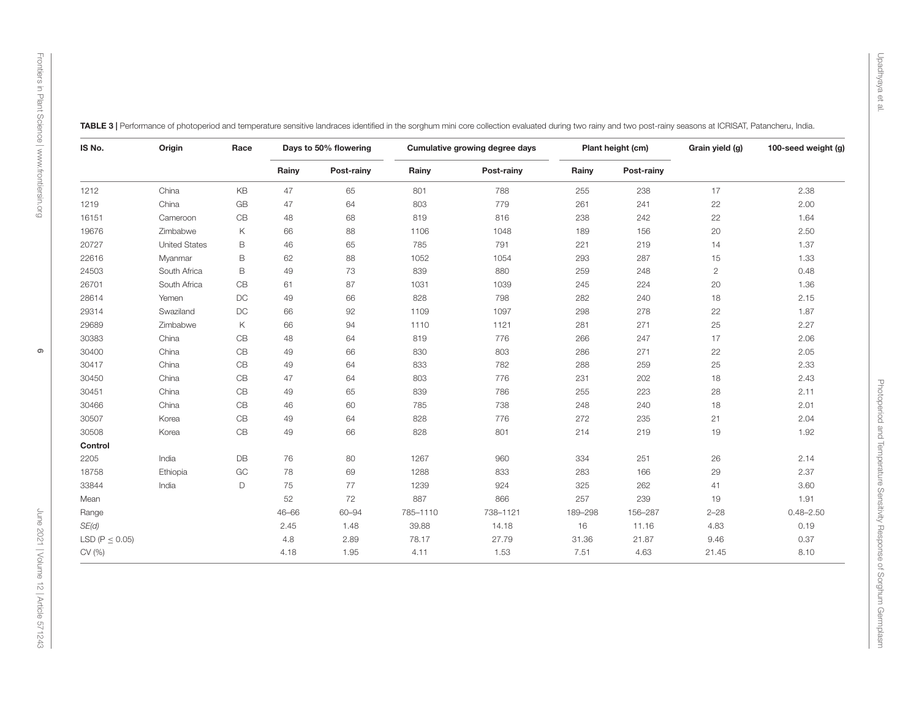**TABLE 3 |** Performance of photoperiod and temperature sensitive landraces identified in the sorghum mini core collection evaluated during two rainy and two post-rainy seasons at ICRISAT, Patancheru, India.

| IS No. | Origin | Race | Days to 50% flowering | | Cumulative growing degree days | | Plant height (cm) | | Grain yield (g) | 100-seed weight (g) |
|---|---|---|---|---|---|---|---|---|---|---|
| | | | Rainy | Post-rainy | Rainy | Post-rainy | Rainy | Post-rainy | | |
| 1212 | China | KB | 47 | 65 | 801 | 788 | 255 | 238 | 17 | 2.38 |
| 1219 | China | GB | 47 | 64 | 803 | 779 | 261 | 241 | 22 | 2.00 |
| 16151 | Cameroon | CB | 48 | 68 | 819 | 816 | 238 | 242 | 22 | 1.64 |
| 19676 | Zimbabwe | K | 66 | 88 | 1106 | 1048 | 189 | 156 | 20 | 2.50 |
| 20727 | United States | B | 46 | 65 | 785 | 791 | 221 | 219 | 14 | 1.37 |
| 22616 | Myanmar | B | 62 | 88 | 1052 | 1054 | 293 | 287 | 15 | 1.33 |
| 24503 | South Africa | B | 49 | 73 | 839 | 880 | 259 | 248 | 2 | 0.48 |
| 26701 | South Africa | CB | 61 | 87 | 1031 | 1039 | 245 | 224 | 20 | 1.36 |
| 28614 | Yemen | DC | 49 | 66 | 828 | 798 | 282 | 240 | 18 | 2.15 |
| 29314 | Swaziland | DC | 66 | 92 | 1109 | 1097 | 298 | 278 | 22 | 1.87 |
| 29689 | Zimbabwe | K | 66 | 94 | 1110 | 1121 | 281 | 271 | 25 | 2.27 |
| 30383 | China | CB | 48 | 64 | 819 | 776 | 266 | 247 | 17 | 2.06 |
| 30400 | China | CB | 49 | 66 | 830 | 803 | 286 | 271 | 22 | 2.05 |
| 30417 | China | CB | 49 | 64 | 833 | 782 | 288 | 259 | 25 | 2.33 |
| 30450 | China | CB | 47 | 64 | 803 | 776 | 231 | 202 | 18 | 2.43 |
| 30451 | China | CB | 49 | 65 | 839 | 786 | 255 | 223 | 28 | 2.11 |
| 30466 | China | CB | 46 | 60 | 785 | 738 | 248 | 240 | 18 | 2.01 |
| 30507 | Korea | CB | 49 | 64 | 828 | 776 | 272 | 235 | 21 | 2.04 |
| 30508 | Korea | CB | 49 | 66 | 828 | 801 | 214 | 219 | 19 | 1.92 |
| **Control** | | | | | | | | | | |
| 2205 | India | DB | 76 | 80 | 1267 | 960 | 334 | 251 | 26 | 2.14 |
| 18758 | Ethiopia | GC | 78 | 69 | 1288 | 833 | 283 | 166 | 29 | 2.37 |
| 33844 | India | D | 75 | 77 | 1239 | 924 | 325 | 262 | 41 | 3.60 |
| Mean | | | 52 | 72 | 887 | 866 | 257 | 239 | 19 | 1.91 |
| Range | | | 46–66 | 60–94 | 785–1110 | 738–1121 | 189–298 | 156–287 | 2–28 | 0.48–2.50 |
| *SE(d)* | | | 2.45 | 1.48 | 39.88 | 14.18 | 16 | 11.16 | 4.83 | 0.19 |
| LSD ($P \leq 0.05$) | | | 4.8 | 2.89 | 78.17 | 27.79 | 31.36 | 21.87 | 9.46 | 0.37 |
| CV (%) | | | 4.18 | 1.95 | 4.11 | 1.53 | 7.51 | 4.63 | 21.45 | 8.10 |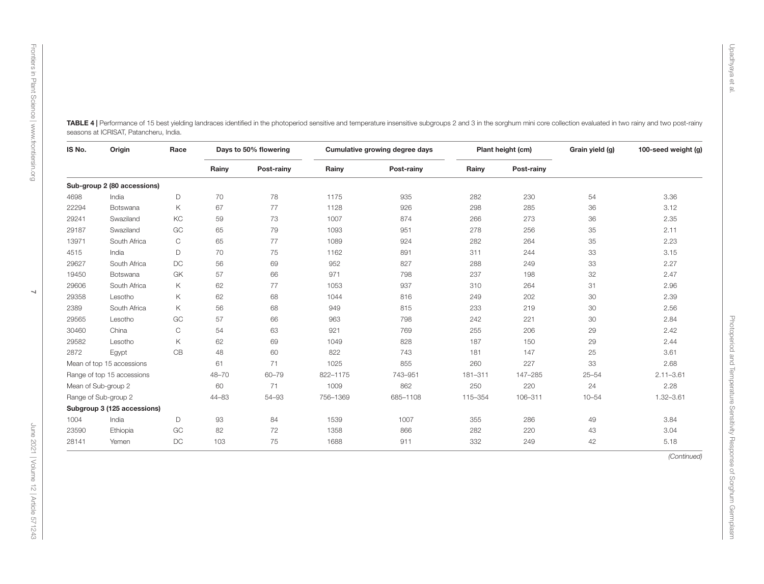**TABLE 4 |** Performance of 15 best yielding landraces identified in the photoperiod sensitive and temperature insensitive subgroups 2 and 3 in the sorghum mini core collection evaluated in two rainy and two post-rainy seasons at ICRISAT, Patancheru, India.

| IS No. | Origin | Race | Days to 50% flowering | | Cumulative growing degree days | | Plant height (cm) | | Grain yield (g) | 100-seed weight (g) |
|---|---|---|---|---|---|---|---|---|---|---|
| | | | Rainy | Post-rainy | Rainy | Post-rainy | Rainy | Post-rainy | | |
| **Sub-group 2 (80 accessions)** | | | | | | | | | | |
| 4698 | India | D | 70 | 78 | 1175 | 935 | 282 | 230 | 54 | 3.36 |
| 22294 | Botswana | K | 67 | 77 | 1128 | 926 | 298 | 285 | 36 | 3.12 |
| 29241 | Swaziland | KC | 59 | 73 | 1007 | 874 | 266 | 273 | 36 | 2.35 |
| 29187 | Swaziland | GC | 65 | 79 | 1093 | 951 | 278 | 256 | 35 | 2.11 |
| 13971 | South Africa | C | 65 | 77 | 1089 | 924 | 282 | 264 | 35 | 2.23 |
| 4515 | India | D | 70 | 75 | 1162 | 891 | 311 | 244 | 33 | 3.15 |
| 29627 | South Africa | DC | 56 | 69 | 952 | 827 | 288 | 249 | 33 | 2.27 |
| 19450 | Botswana | GK | 57 | 66 | 971 | 798 | 237 | 198 | 32 | 2.47 |
| 29606 | South Africa | K | 62 | 77 | 1053 | 937 | 310 | 264 | 31 | 2.96 |
| 29358 | Lesotho | K | 62 | 68 | 1044 | 816 | 249 | 202 | 30 | 2.39 |
| 2389 | South Africa | K | 56 | 68 | 949 | 815 | 233 | 219 | 30 | 2.56 |
| 29565 | Lesotho | GC | 57 | 66 | 963 | 798 | 242 | 221 | 30 | 2.84 |
| 30460 | China | C | 54 | 63 | 921 | 769 | 255 | 206 | 29 | 2.42 |
| 29582 | Lesotho | K | 62 | 69 | 1049 | 828 | 187 | 150 | 29 | 2.44 |
| 2872 | Egypt | CB | 48 | 60 | 822 | 743 | 181 | 147 | 25 | 3.61 |
| Mean of top 15 accessions | | | 61 | 71 | 1025 | 855 | 260 | 227 | 33 | 2.68 |
| Range of top 15 accessions | | | 48–70 | 60–79 | 822–1175 | 743–951 | 181–311 | 147–285 | 25–54 | 2.11–3.61 |
| Mean of Sub-group 2 | | | 60 | 71 | 1009 | 862 | 250 | 220 | 24 | 2.28 |
| Range of Sub-group 2 | | | 44–83 | 54–93 | 756–1369 | 685–1108 | 115–354 | 106–311 | 10–54 | 1.32–3.61 |
| **Subgroup 3 (125 accessions)** | | | | | | | | | | |
| 1004 | India | D | 93 | 84 | 1539 | 1007 | 355 | 286 | 49 | 3.84 |
| 23590 | Ethiopia | GC | 82 | 72 | 1358 | 866 | 282 | 220 | 43 | 3.04 |
| 28141 | Yemen | DC | 103 | 75 | 1688 | 911 | 332 | 249 | 42 | 5.18 |

*(Continued)*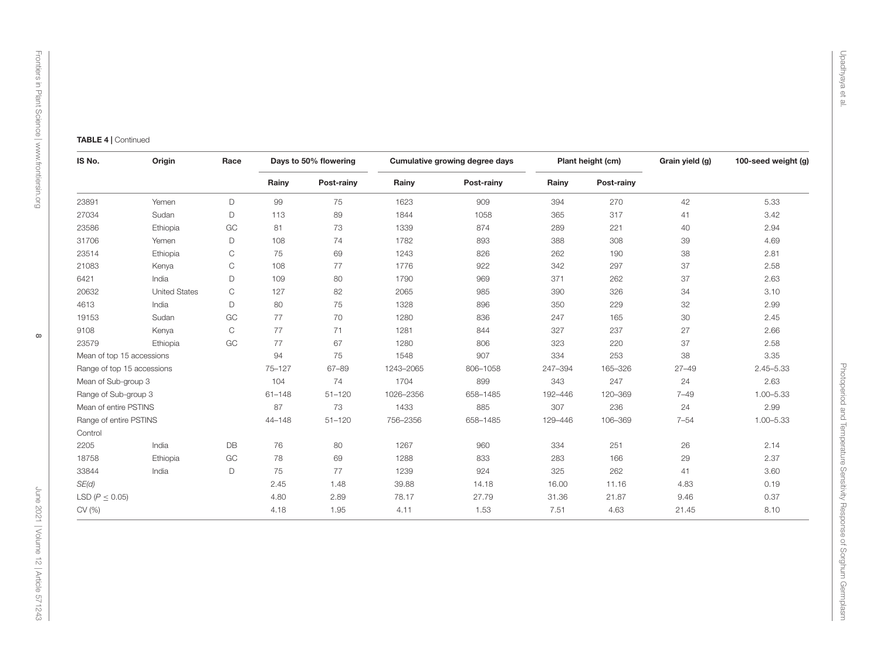**TABLE 4 |** Continued

| IS No. | Origin | Race | Days to 50% flowering | | Cumulative growing degree days | | Plant height (cm) | | Grain yield (g) | 100-seed weight (g) |
|---|---|---|---|---|---|---|---|---|---|---|
| | | | Rainy | Post-rainy | Rainy | Post-rainy | Rainy | Post-rainy | | |
| 23891 | Yemen | D | 99 | 75 | 1623 | 909 | 394 | 270 | 42 | 5.33 |
| 27034 | Sudan | D | 113 | 89 | 1844 | 1058 | 365 | 317 | 41 | 3.42 |
| 23586 | Ethiopia | GC | 81 | 73 | 1339 | 874 | 289 | 221 | 40 | 2.94 |
| 31706 | Yemen | D | 108 | 74 | 1782 | 893 | 388 | 308 | 39 | 4.69 |
| 23514 | Ethiopia | C | 75 | 69 | 1243 | 826 | 262 | 190 | 38 | 2.81 |
| 21083 | Kenya | C | 108 | 77 | 1776 | 922 | 342 | 297 | 37 | 2.58 |
| 6421 | India | D | 109 | 80 | 1790 | 969 | 371 | 262 | 37 | 2.63 |
| 20632 | United States | C | 127 | 82 | 2065 | 985 | 390 | 326 | 34 | 3.10 |
| 4613 | India | D | 80 | 75 | 1328 | 896 | 350 | 229 | 32 | 2.99 |
| 19153 | Sudan | GC | 77 | 70 | 1280 | 836 | 247 | 165 | 30 | 2.45 |
| 9108 | Kenya | C | 77 | 71 | 1281 | 844 | 327 | 237 | 27 | 2.66 |
| 23579 | Ethiopia | GC | 77 | 67 | 1280 | 806 | 323 | 220 | 37 | 2.58 |
| Mean of top 15 accessions | | | 94 | 75 | 1548 | 907 | 334 | 253 | 38 | 3.35 |
| Range of top 15 accessions | | | 75–127 | 67–89 | 1243–2065 | 806–1058 | 247–394 | 165–326 | 27–49 | 2.45–5.33 |
| Mean of Sub-group 3 | | | 104 | 74 | 1704 | 899 | 343 | 247 | 24 | 2.63 |
| Range of Sub-group 3 | | | 61–148 | 51–120 | 1026–2356 | 658–1485 | 192–446 | 120–369 | 7–49 | 1.00–5.33 |
| Mean of entire PSTINS | | | 87 | 73 | 1433 | 885 | 307 | 236 | 24 | 2.99 |
| Range of entire PSTINS | | | 44–148 | 51–120 | 756–2356 | 658–1485 | 129–446 | 106–369 | 7–54 | 1.00–5.33 |
| Control | | | | | | | | | | |
| 2205 | India | DB | 76 | 80 | 1267 | 960 | 334 | 251 | 26 | 2.14 |
| 18758 | Ethiopia | GC | 78 | 69 | 1288 | 833 | 283 | 166 | 29 | 2.37 |
| 33844 | India | D | 75 | 77 | 1239 | 924 | 325 | 262 | 41 | 3.60 |
| *SE(d)* | | | 2.45 | 1.48 | 39.88 | 14.18 | 16.00 | 11.16 | 4.83 | 0.19 |
| LSD ($P \leq 0.05$) | | | 4.80 | 2.89 | 78.17 | 27.79 | 31.36 | 21.87 | 9.46 | 0.37 |
| CV (%) | | | 4.18 | 1.95 | 4.11 | 1.53 | 7.51 | 4.63 | 21.45 | 8.10 |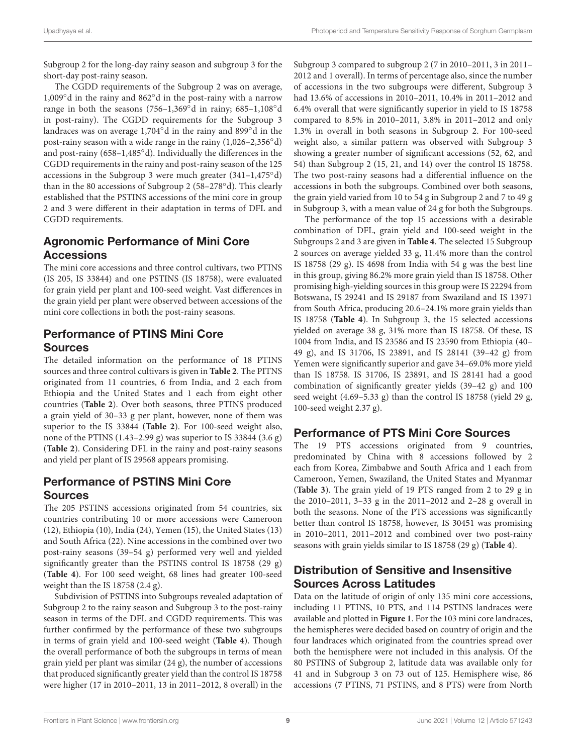Subgroup 2 for the long-day rainy season and subgroup 3 for the short-day post-rainy season.

The CGDD requirements of the Subgroup 2 was on average, 1,009°d in the rainy and 862°d in the post-rainy with a narrow range in both the seasons (756–1,369°d in rainy; 685–1,108°d in post-rainy). The CGDD requirements for the Subgroup 3 landraces was on average 1,704°d in the rainy and 899°d in the post-rainy season with a wide range in the rainy (1,026–2,356°d) and post-rainy (658–1,485°d). Individually the differences in the CGDD requirements in the rainy and post-rainy season of the 125 accessions in the Subgroup 3 were much greater (341–1,475°d) than in the 80 accessions of Subgroup 2 (58–278°d). This clearly established that the PSTINS accessions of the mini core in group 2 and 3 were different in their adaptation in terms of DFL and CGDD requirements.

## Agronomic Performance of Mini Core Accessions

The mini core accessions and three control cultivars, two PTINS (IS 205, IS 33844) and one PSTINS (IS 18758), were evaluated for grain yield per plant and 100-seed weight. Vast differences in the grain yield per plant were observed between accessions of the mini core collections in both the post-rainy seasons.

## Performance of PTINS Mini Core Sources

The detailed information on the performance of 18 PTINS sources and three control cultivars is given in **Table 2**. The PITNS originated from 11 countries, 6 from India, and 2 each from Ethiopia and the United States and 1 each from eight other countries (**Table 2**). Over both seasons, three PTINS produced a grain yield of 30–33 g per plant, however, none of them was superior to the IS 33844 (**Table 2**). For 100-seed weight also, none of the PTINS (1.43–2.99 g) was superior to IS 33844 (3.6 g) (**Table 2**). Considering DFL in the rainy and post-rainy seasons and yield per plant of IS 29568 appears promising.

## Performance of PSTINS Mini Core Sources

The 205 PSTINS accessions originated from 54 countries, six countries contributing 10 or more accessions were Cameroon (12), Ethiopia (10), India (24), Yemen (15), the United States (13) and South Africa (22). Nine accessions in the combined over two post-rainy seasons (39–54 g) performed very well and yielded significantly greater than the PSTINS control IS 18758 (29 g) (**Table 4**). For 100 seed weight, 68 lines had greater 100-seed weight than the IS 18758 (2.4 g).

Subdivision of PSTINS into Subgroups revealed adaptation of Subgroup 2 to the rainy season and Subgroup 3 to the post-rainy season in terms of the DFL and CGDD requirements. This was further confirmed by the performance of these two subgroups in terms of grain yield and 100-seed weight (**Table 4**). Though the overall performance of both the subgroups in terms of mean grain yield per plant was similar (24 g), the number of accessions that produced significantly greater yield than the control IS 18758 were higher (17 in 2010–2011, 13 in 2011–2012, 8 overall) in the Subgroup 3 compared to subgroup 2 (7 in 2010–2011, 3 in 2011–2012 and 1 overall). In terms of percentage also, since the number of accessions in the two subgroups were different, Subgroup 3 had 13.6% of accessions in 2010–2011, 10.4% in 2011–2012 and 6.4% overall that were significantly superior in yield to IS 18758 compared to 8.5% in 2010–2011, 3.8% in 2011–2012 and only 1.3% in overall in both seasons in Subgroup 2. For 100-seed weight also, a similar pattern was observed with Subgroup 3 showing a greater number of significant accessions (52, 62, and 54) than Subgroup 2 (15, 21, and 14) over the control IS 18758. The two post-rainy seasons had a differential influence on the accessions in both the subgroups. Combined over both seasons, the grain yield varied from 10 to 54 g in Subgroup 2 and 7 to 49 g in Subgroup 3, with a mean value of 24 g for both the Subgroups.

The performance of the top 15 accessions with a desirable combination of DFL, grain yield and 100-seed weight in the Subgroups 2 and 3 are given in **Table 4**. The selected 15 Subgroup 2 sources on average yielded 33 g, 11.4% more than the control IS 18758 (29 g). IS 4698 from India with 54 g was the best line in this group, giving 86.2% more grain yield than IS 18758. Other promising high-yielding sources in this group were IS 22294 from Botswana, IS 29241 and IS 29187 from Swaziland and IS 13971 from South Africa, producing 20.6–24.1% more grain yields than IS 18758 (**Table 4**). In Subgroup 3, the 15 selected accessions yielded on average 38 g, 31% more than IS 18758. Of these, IS 1004 from India, and IS 23586 and IS 23590 from Ethiopia (40–49 g), and IS 31706, IS 23891, and IS 28141 (39–42 g) from Yemen were significantly superior and gave 34–69.0% more yield than IS 18758. IS 31706, IS 23891, and IS 28141 had a good combination of significantly greater yields (39–42 g) and 100 seed weight (4.69–5.33 g) than the control IS 18758 (yield 29 g, 100-seed weight 2.37 g).

## Performance of PTS Mini Core Sources

The 19 PTS accessions originated from 9 countries, predominated by China with 8 accessions followed by 2 each from Korea, Zimbabwe and South Africa and 1 each from Cameroon, Yemen, Swaziland, the United States and Myanmar (**Table 3**). The grain yield of 19 PTS ranged from 2 to 29 g in the 2010–2011, 3–33 g in the 2011–2012 and 2–28 g overall in both the seasons. None of the PTS accessions was significantly better than control IS 18758, however, IS 30451 was promising in 2010–2011, 2011–2012 and combined over two post-rainy seasons with grain yields similar to IS 18758 (29 g) (**Table 4**).

## Distribution of Sensitive and Insensitive Sources Across Latitudes

Data on the latitude of origin of only 135 mini core accessions, including 11 PTINS, 10 PTS, and 114 PSTINS landraces were available and plotted in **Figure 1**. For the 103 mini core landraces, the hemispheres were decided based on country of origin and the four landraces which originated from the countries spread over both the hemisphere were not included in this analysis. Of the 80 PSTINS of Subgroup 2, latitude data was available only for 41 and in Subgroup 3 on 73 out of 125. Hemisphere wise, 86 accessions (7 PTINS, 71 PSTINS, and 8 PTS) were from North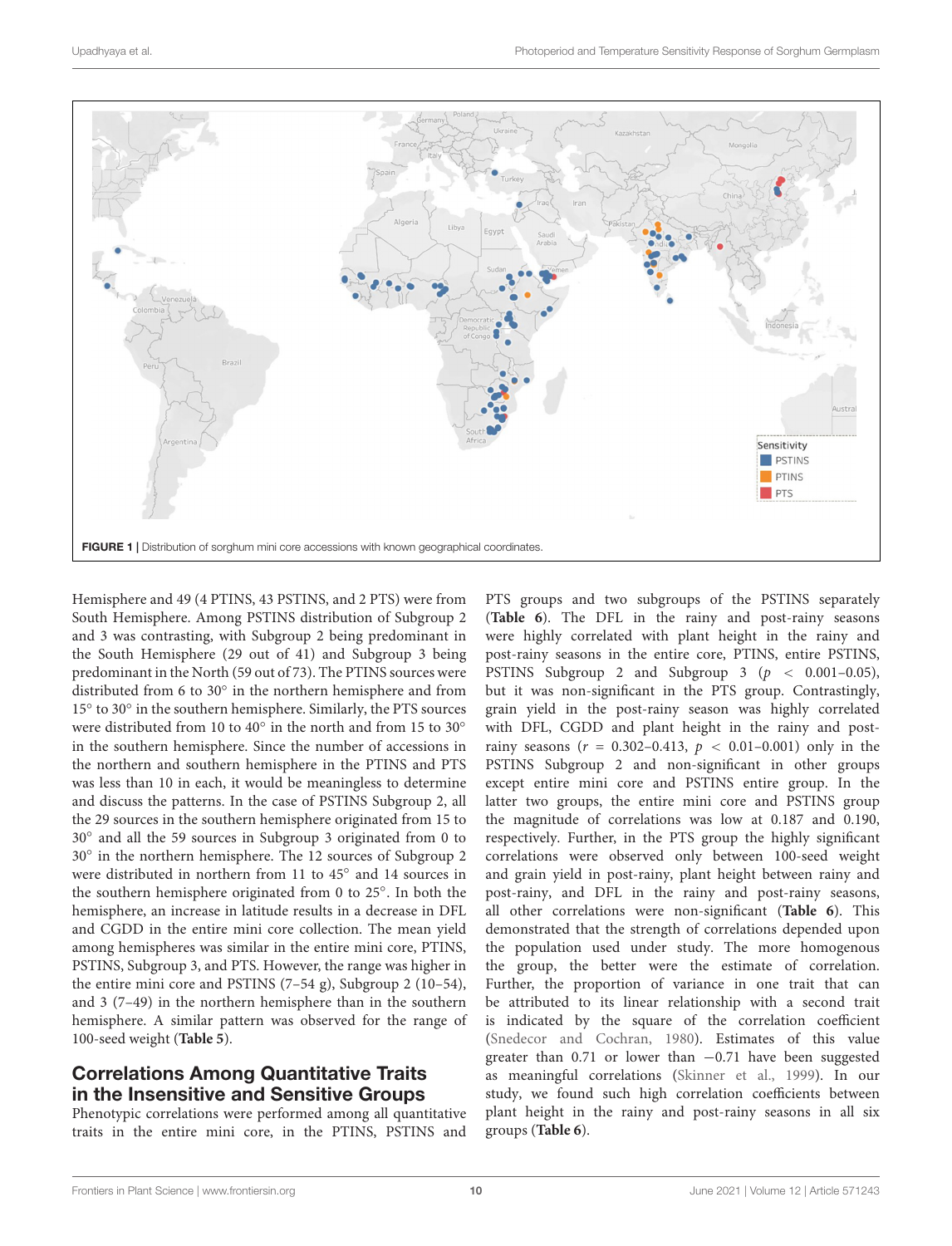FIGURE 1 | Distribution of sorghum mini core accessions with known geographical coordinates.

Hemisphere and 49 (4 PTINS, 43 PSTINS, and 2 PTS) were from South Hemisphere. Among PSTINS distribution of Subgroup 2 and 3 was contrasting, with Subgroup 2 being predominant in the South Hemisphere (29 out of 41) and Subgroup 3 being predominant in the North (59 out of 73). The PTINS sources were distributed from 6 to 30° in the northern hemisphere and from 15° to 30° in the southern hemisphere. Similarly, the PTS sources were distributed from 10 to 40° in the north and from 15 to 30° in the southern hemisphere. Since the number of accessions in the northern and southern hemisphere in the PTINS and PTS was less than 10 in each, it would be meaningless to determine and discuss the patterns. In the case of PSTINS Subgroup 2, all the 29 sources in the southern hemisphere originated from 15 to 30° and all the 59 sources in Subgroup 3 originated from 0 to 30° in the northern hemisphere. The 12 sources of Subgroup 2 were distributed in northern from 11 to 45° and 14 sources in the southern hemisphere originated from 0 to 25°. In both the hemisphere, an increase in latitude results in a decrease in DFL and CGDD in the entire mini core collection. The mean yield among hemispheres was similar in the entire mini core, PTINS, PSTINS, Subgroup 3, and PTS. However, the range was higher in the entire mini core and PSTINS (7–54 g), Subgroup 2 (10–54), and 3 (7–49) in the northern hemisphere than in the southern hemisphere. A similar pattern was observed for the range of 100-seed weight (**Table 5**).

## Correlations Among Quantitative Traits in the Insensitive and Sensitive Groups

Phenotypic correlations were performed among all quantitative traits in the entire mini core, in the PTINS, PSTINS and PTS groups and two subgroups of the PSTINS separately (**Table 6**). The DFL in the rainy and post-rainy seasons were highly correlated with plant height in the rainy and post-rainy seasons in the entire core, PTINS, entire PSTINS, PSTINS Subgroup 2 and Subgroup 3 ($p < 0.001$–$0.05$), but it was non-significant in the PTS group. Contrastingly, grain yield in the post-rainy season was highly correlated with DFL, CGDD and plant height in the rainy and post-rainy seasons ($r = 0.302$–$0.413$, $p < 0.01$–$0.001$) only in the PSTINS Subgroup 2 and non-significant in other groups except entire mini core and PSTINS entire group. In the latter two groups, the entire mini core and PSTINS group the magnitude of correlations was low at 0.187 and 0.190, respectively. Further, in the PTS group the highly significant correlations were observed only between 100-seed weight and grain yield in post-rainy, plant height between rainy and post-rainy, and DFL in the rainy and post-rainy seasons, all other correlations were non-significant (**Table 6**). This demonstrated that the strength of correlations depended upon the population used under study. The more homogenous the group, the better were the estimate of correlation. Further, the proportion of variance in one trait that can be attributed to its linear relationship with a second trait is indicated by the square of the correlation coefficient (Snedecor and Cochran, 1980). Estimates of this value greater than 0.71 or lower than −0.71 have been suggested as meaningful correlations (Skinner et al., 1999). In our study, we found such high correlation coefficients between plant height in the rainy and post-rainy seasons in all six groups (**Table 6**).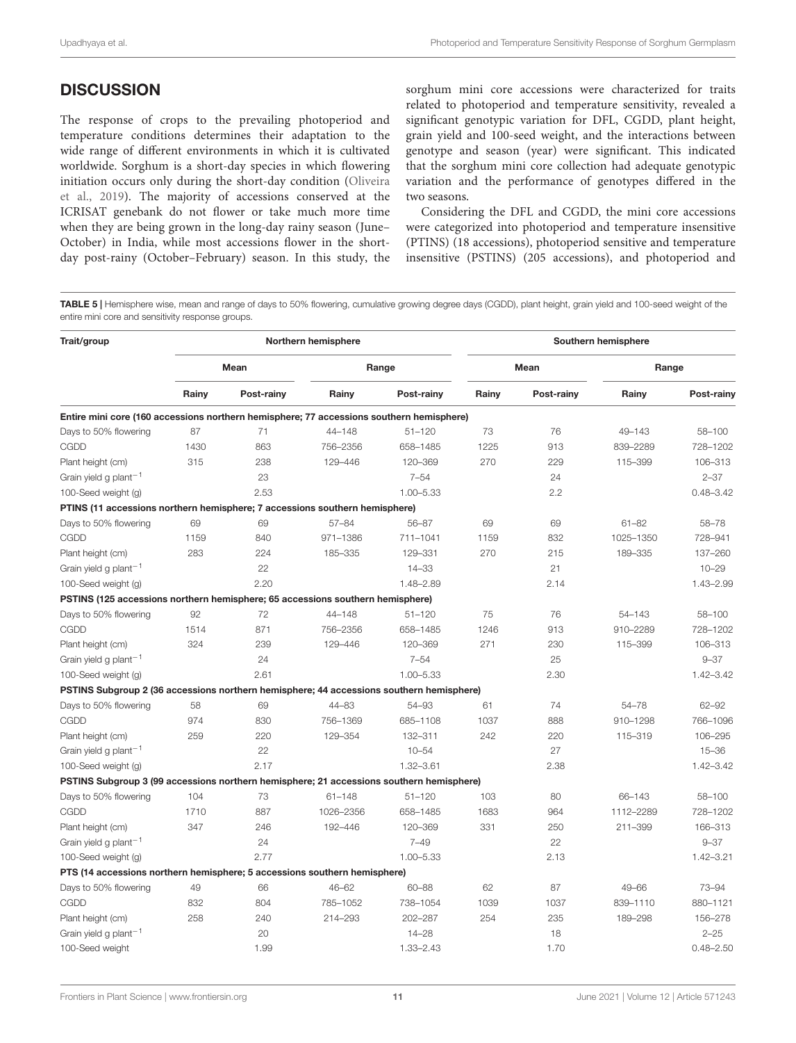## DISCUSSION

The response of crops to the prevailing photoperiod and temperature conditions determines their adaptation to the wide range of different environments in which it is cultivated worldwide. Sorghum is a short-day species in which flowering initiation occurs only during the short-day condition (Oliveira et al., 2019). The majority of accessions conserved at the ICRISAT genebank do not flower or take much more time when they are being grown in the long-day rainy season (June–October) in India, while most accessions flower in the short-day post-rainy (October–February) season. In this study, the sorghum mini core accessions were characterized for traits related to photoperiod and temperature sensitivity, revealed a significant genotypic variation for DFL, CGDD, plant height, grain yield and 100-seed weight, and the interactions between genotype and season (year) were significant. This indicated that the sorghum mini core collection had adequate genotypic variation and the performance of genotypes differed in the two seasons.

Considering the DFL and CGDD, the mini core accessions were categorized into photoperiod and temperature insensitive (PTINS) (18 accessions), photoperiod sensitive and temperature insensitive (PSTINS) (205 accessions), and photoperiod and

**TABLE 5** | Hemisphere wise, mean and range of days to 50% flowering, cumulative growing degree days (CGDD), plant height, grain yield and 100-seed weight of the entire mini core and sensitivity response groups.

| Trait/group | Northern hemisphere | | | | Southern hemisphere | | | |
|---|---|---|---|---|---|---|---|---|
| | Mean | | Range | | Mean | | Range | |
| | Rainy | Post-rainy | Rainy | Post-rainy | Rainy | Post-rainy | Rainy | Post-rainy |
| **Entire mini core (160 accessions northern hemisphere; 77 accessions southern hemisphere)** | | | | | | | | |
| Days to 50% flowering | 87 | 71 | 44–148 | 51–120 | 73 | 76 | 49–143 | 58–100 |
| CGDD | 1430 | 863 | 756–2356 | 658–1485 | 1225 | 913 | 839–2289 | 728–1202 |
| Plant height (cm) | 315 | 238 | 129–446 | 120–369 | 270 | 229 | 115–399 | 106–313 |
| Grain yield g plant$^{-1}$ | | 23 | | 7–54 | | 24 | | 2–37 |
| 100-Seed weight (g) | | 2.53 | | 1.00–5.33 | | 2.2 | | 0.48–3.42 |
| **PTINS (11 accessions northern hemisphere; 7 accessions southern hemisphere)** | | | | | | | | |
| Days to 50% flowering | 69 | 69 | 57–84 | 56–87 | 69 | 69 | 61–82 | 58–78 |
| CGDD | 1159 | 840 | 971–1386 | 711–1041 | 1159 | 832 | 1025–1350 | 728–941 |
| Plant height (cm) | 283 | 224 | 185–335 | 129–331 | 270 | 215 | 189–335 | 137–260 |
| Grain yield g plant$^{-1}$ | | 22 | | 14–33 | | 21 | | 10–29 |
| 100-Seed weight (g) | | 2.20 | | 1.48–2.89 | | 2.14 | | 1.43–2.99 |
| **PSTINS (125 accessions northern hemisphere; 65 accessions southern hemisphere)** | | | | | | | | |
| Days to 50% flowering | 92 | 72 | 44–148 | 51–120 | 75 | 76 | 54–143 | 58–100 |
| CGDD | 1514 | 871 | 756–2356 | 658–1485 | 1246 | 913 | 910–2289 | 728–1202 |
| Plant height (cm) | 324 | 239 | 129–446 | 120–369 | 271 | 230 | 115–399 | 106–313 |
| Grain yield g plant$^{-1}$ | | 24 | | 7–54 | | 25 | | 9–37 |
| 100-Seed weight (g) | | 2.61 | | 1.00–5.33 | | 2.30 | | 1.42–3.42 |
| **PSTINS Subgroup 2 (36 accessions northern hemisphere; 44 accessions southern hemisphere)** | | | | | | | | |
| Days to 50% flowering | 58 | 69 | 44–83 | 54–93 | 61 | 74 | 54–78 | 62–92 |
| CGDD | 974 | 830 | 756–1369 | 685–1108 | 1037 | 888 | 910–1298 | 766–1096 |
| Plant height (cm) | 259 | 220 | 129–354 | 132–311 | 242 | 220 | 115–319 | 106–295 |
| Grain yield g plant$^{-1}$ | | 22 | | 10–54 | | 27 | | 15–36 |
| 100-Seed weight (g) | | 2.17 | | 1.32–3.61 | | 2.38 | | 1.42–3.42 |
| **PSTINS Subgroup 3 (99 accessions northern hemisphere; 21 accessions southern hemisphere)** | | | | | | | | |
| Days to 50% flowering | 104 | 73 | 61–148 | 51–120 | 103 | 80 | 66–143 | 58–100 |
| CGDD | 1710 | 887 | 1026–2356 | 658–1485 | 1683 | 964 | 1112–2289 | 728–1202 |
| Plant height (cm) | 347 | 246 | 192–446 | 120–369 | 331 | 250 | 211–399 | 166–313 |
| Grain yield g plant$^{-1}$ | | 24 | | 7–49 | | 22 | | 9–37 |
| 100-Seed weight (g) | | 2.77 | | 1.00–5.33 | | 2.13 | | 1.42–3.21 |
| **PTS (14 accessions northern hemisphere; 5 accessions southern hemisphere)** | | | | | | | | |
| Days to 50% flowering | 49 | 66 | 46–62 | 60–88 | 62 | 87 | 49–66 | 73–94 |
| CGDD | 832 | 804 | 785–1052 | 738–1054 | 1039 | 1037 | 839–1110 | 880–1121 |
| Plant height (cm) | 258 | 240 | 214–293 | 202–287 | 254 | 235 | 189–298 | 156–278 |
| Grain yield g plant$^{-1}$ | | 20 | | 14–28 | | 18 | | 2–25 |
| 100-Seed weight | | 1.99 | | 1.33–2.43 | | 1.70 | | 0.48–2.50 |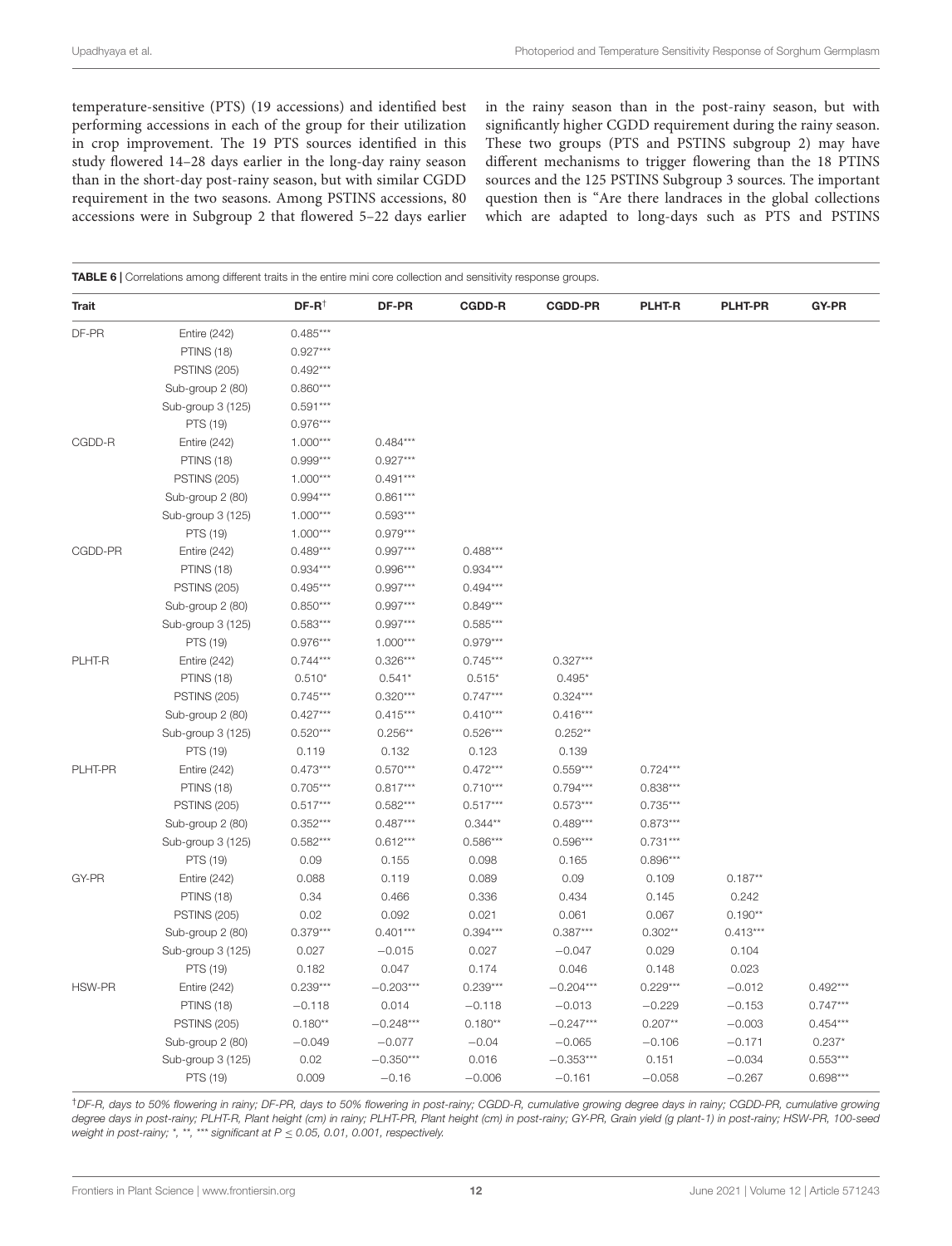temperature-sensitive (PTS) (19 accessions) and identified best performing accessions in each of the group for their utilization in crop improvement. The 19 PTS sources identified in this study flowered 14–28 days earlier in the long-day rainy season than in the short-day post-rainy season, but with similar CGDD requirement in the two seasons. Among PSTINS accessions, 80 accessions were in Subgroup 2 that flowered 5–22 days earlier in the rainy season than in the post-rainy season, but with significantly higher CGDD requirement during the rainy season. These two groups (PTS and PSTINS subgroup 2) may have different mechanisms to trigger flowering than the 18 PTINS sources and the 125 PSTINS Subgroup 3 sources. The important question then is "Are there landraces in the global collections which are adapted to long-days such as PTS and PSTINS

**TABLE 6 |** Correlations among different traits in the entire mini core collection and sensitivity response groups.

| Trait | | DF-R[†] | DF-PR | CGDD-R | CGDD-PR | PLHT-R | PLHT-PR | GY-PR |
|---|---|---|---|---|---|---|---|---|
| DF-PR | Entire (242) | 0.485*** | | | | | | |
| | PTINS (18) | 0.927*** | | | | | | |
| | PSTINS (205) | 0.492*** | | | | | | |
| | Sub-group 2 (80) | 0.860*** | | | | | | |
| | Sub-group 3 (125) | 0.591*** | | | | | | |
| | PTS (19) | 0.976*** | | | | | | |
| CGDD-R | Entire (242) | 1.000*** | 0.484*** | | | | | |
| | PTINS (18) | 0.999*** | 0.927*** | | | | | |
| | PSTINS (205) | 1.000*** | 0.491*** | | | | | |
| | Sub-group 2 (80) | 0.994*** | 0.861*** | | | | | |
| | Sub-group 3 (125) | 1.000*** | 0.593*** | | | | | |
| | PTS (19) | 1.000*** | 0.979*** | | | | | |
| CGDD-PR | Entire (242) | 0.489*** | 0.997*** | 0.488*** | | | | |
| | PTINS (18) | 0.934*** | 0.996*** | 0.934*** | | | | |
| | PSTINS (205) | 0.495*** | 0.997*** | 0.494*** | | | | |
| | Sub-group 2 (80) | 0.850*** | 0.997*** | 0.849*** | | | | |
| | Sub-group 3 (125) | 0.583*** | 0.997*** | 0.585*** | | | | |
| | PTS (19) | 0.976*** | 1.000*** | 0.979*** | | | | |
| PLHT-R | Entire (242) | 0.744*** | 0.326*** | 0.745*** | 0.327*** | | | |
| | PTINS (18) | 0.510* | 0.541* | 0.515* | 0.495* | | | |
| | PSTINS (205) | 0.745*** | 0.320*** | 0.747*** | 0.324*** | | | |
| | Sub-group 2 (80) | 0.427*** | 0.415*** | 0.410*** | 0.416*** | | | |
| | Sub-group 3 (125) | 0.520*** | 0.256** | 0.526*** | 0.252** | | | |
| | PTS (19) | 0.119 | 0.132 | 0.123 | 0.139 | | | |
| PLHT-PR | Entire (242) | 0.473*** | 0.570*** | 0.472*** | 0.559*** | 0.724*** | | |
| | PTINS (18) | 0.705*** | 0.817*** | 0.710*** | 0.794*** | 0.838*** | | |
| | PSTINS (205) | 0.517*** | 0.582*** | 0.517*** | 0.573*** | 0.735*** | | |
| | Sub-group 2 (80) | 0.352*** | 0.487*** | 0.344** | 0.489*** | 0.873*** | | |
| | Sub-group 3 (125) | 0.582*** | 0.612*** | 0.586*** | 0.596*** | 0.731*** | | |
| | PTS (19) | 0.09 | 0.155 | 0.098 | 0.165 | 0.896*** | | |
| GY-PR | Entire (242) | 0.088 | 0.119 | 0.089 | 0.09 | 0.109 | 0.187** | |
| | PTINS (18) | 0.34 | 0.466 | 0.336 | 0.434 | 0.145 | 0.242 | |
| | PSTINS (205) | 0.02 | 0.092 | 0.021 | 0.061 | 0.067 | 0.190** | |
| | Sub-group 2 (80) | 0.379*** | 0.401*** | 0.394*** | 0.387*** | 0.302** | 0.413*** | |
| | Sub-group 3 (125) | 0.027 | −0.015 | 0.027 | −0.047 | 0.029 | 0.104 | |
| | PTS (19) | 0.182 | 0.047 | 0.174 | 0.046 | 0.148 | 0.023 | |
| HSW-PR | Entire (242) | 0.239*** | −0.203*** | 0.239*** | −0.204*** | 0.229*** | −0.012 | 0.492*** |
| | PTINS (18) | −0.118 | 0.014 | −0.118 | −0.013 | −0.229 | −0.153 | 0.747*** |
| | PSTINS (205) | 0.180** | −0.248*** | 0.180** | −0.247*** | 0.207** | −0.003 | 0.454*** |
| | Sub-group 2 (80) | −0.049 | −0.077 | −0.04 | −0.065 | −0.106 | −0.171 | 0.237* |
| | Sub-group 3 (125) | 0.02 | −0.350*** | 0.016 | −0.353*** | 0.151 | −0.034 | 0.553*** |
| | PTS (19) | 0.009 | −0.16 | −0.006 | −0.161 | −0.058 | −0.267 | 0.698*** |

[†]*DF-R, days to 50% flowering in rainy; DF-PR, days to 50% flowering in post-rainy; CGDD-R, cumulative growing degree days in rainy; CGDD-PR, cumulative growing degree days in post-rainy; PLHT-R, Plant height (cm) in rainy; PLHT-PR, Plant height (cm) in post-rainy; GY-PR, Grain yield (g plant-1) in post-rainy; HSW-PR, 100-seed weight in post-rainy; *, **, *** significant at $P \leq 0.05$, 0.01, 0.001, respectively.*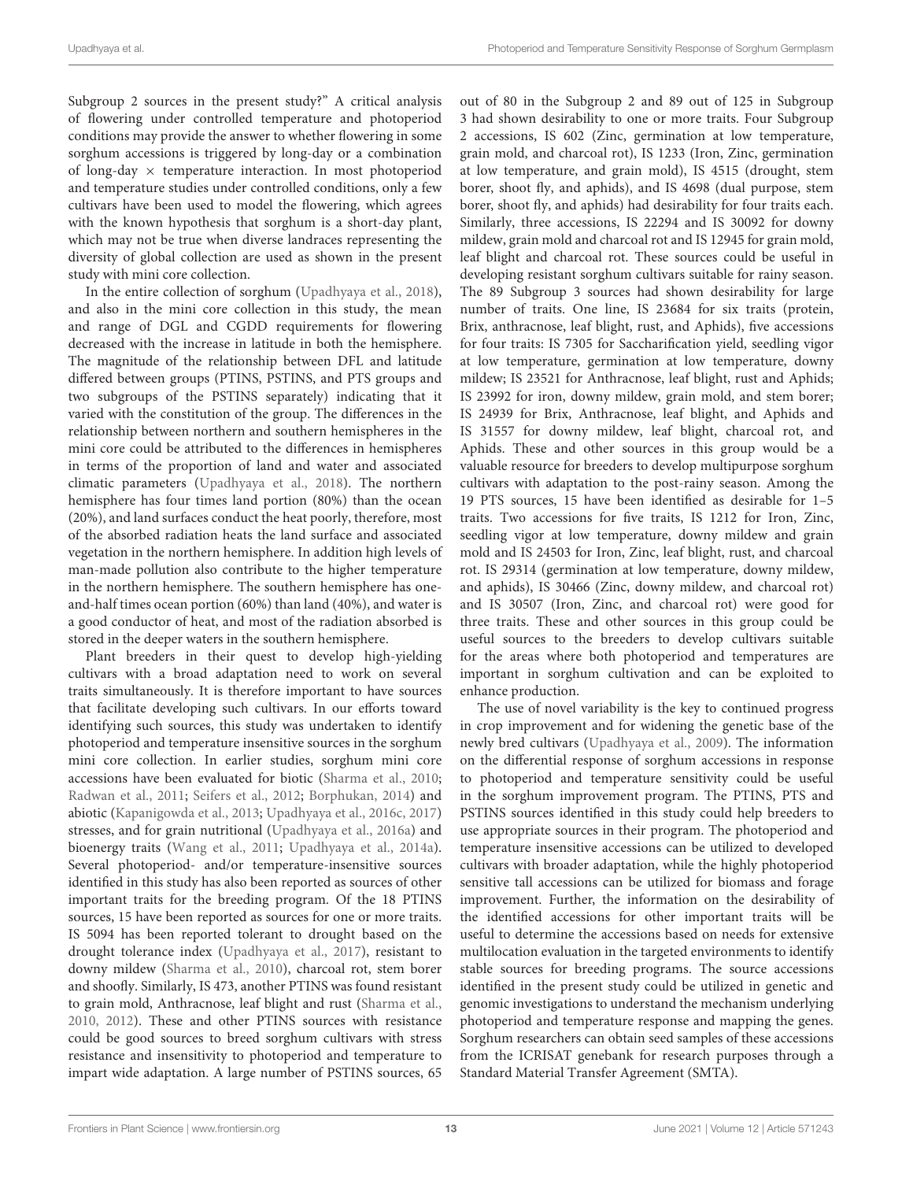Subgroup 2 sources in the present study?" A critical analysis of flowering under controlled temperature and photoperiod conditions may provide the answer to whether flowering in some sorghum accessions is triggered by long-day or a combination of long-day × temperature interaction. In most photoperiod and temperature studies under controlled conditions, only a few cultivars have been used to model the flowering, which agrees with the known hypothesis that sorghum is a short-day plant, which may not be true when diverse landraces representing the diversity of global collection are used as shown in the present study with mini core collection.

In the entire collection of sorghum (Upadhyaya et al., 2018), and also in the mini core collection in this study, the mean and range of DGL and CGDD requirements for flowering decreased with the increase in latitude in both the hemisphere. The magnitude of the relationship between DFL and latitude differed between groups (PTINS, PSTINS, and PTS groups and two subgroups of the PSTINS separately) indicating that it varied with the constitution of the group. The differences in the relationship between northern and southern hemispheres in the mini core could be attributed to the differences in hemispheres in terms of the proportion of land and water and associated climatic parameters (Upadhyaya et al., 2018). The northern hemisphere has four times land portion (80%) than the ocean (20%), and land surfaces conduct the heat poorly, therefore, most of the absorbed radiation heats the land surface and associated vegetation in the northern hemisphere. In addition high levels of man-made pollution also contribute to the higher temperature in the northern hemisphere. The southern hemisphere has one-and-half times ocean portion (60%) than land (40%), and water is a good conductor of heat, and most of the radiation absorbed is stored in the deeper waters in the southern hemisphere.

Plant breeders in their quest to develop high-yielding cultivars with a broad adaptation need to work on several traits simultaneously. It is therefore important to have sources that facilitate developing such cultivars. In our efforts toward identifying such sources, this study was undertaken to identify photoperiod and temperature insensitive sources in the sorghum mini core collection. In earlier studies, sorghum mini core accessions have been evaluated for biotic (Sharma et al., 2010; Radwan et al., 2011; Seifers et al., 2012; Borphukan, 2014) and abiotic (Kapanigowda et al., 2013; Upadhyaya et al., 2016c, 2017) stresses, and for grain nutritional (Upadhyaya et al., 2016a) and bioenergy traits (Wang et al., 2011; Upadhyaya et al., 2014a). Several photoperiod- and/or temperature-insensitive sources identified in this study has also been reported as sources of other important traits for the breeding program. Of the 18 PTINS sources, 15 have been reported as sources for one or more traits. IS 5094 has been reported tolerant to drought based on the drought tolerance index (Upadhyaya et al., 2017), resistant to downy mildew (Sharma et al., 2010), charcoal rot, stem borer and shoofly. Similarly, IS 473, another PTINS was found resistant to grain mold, Anthracnose, leaf blight and rust (Sharma et al., 2010, 2012). These and other PTINS sources with resistance could be good sources to breed sorghum cultivars with stress resistance and insensitivity to photoperiod and temperature to impart wide adaptation. A large number of PSTINS sources, 65 out of 80 in the Subgroup 2 and 89 out of 125 in Subgroup 3 had shown desirability to one or more traits. Four Subgroup 2 accessions, IS 602 (Zinc, germination at low temperature, grain mold, and charcoal rot), IS 1233 (Iron, Zinc, germination at low temperature, and grain mold), IS 4515 (drought, stem borer, shoot fly, and aphids), and IS 4698 (dual purpose, stem borer, shoot fly, and aphids) had desirability for four traits each. Similarly, three accessions, IS 22294 and IS 30092 for downy mildew, grain mold and charcoal rot and IS 12945 for grain mold, leaf blight and charcoal rot. These sources could be useful in developing resistant sorghum cultivars suitable for rainy season. The 89 Subgroup 3 sources had shown desirability for large number of traits. One line, IS 23684 for six traits (protein, Brix, anthracnose, leaf blight, rust, and Aphids), five accessions for four traits: IS 7305 for Saccharification yield, seedling vigor at low temperature, germination at low temperature, downy mildew; IS 23521 for Anthracnose, leaf blight, rust and Aphids; IS 23992 for iron, downy mildew, grain mold, and stem borer; IS 24939 for Brix, Anthracnose, leaf blight, and Aphids and IS 31557 for downy mildew, leaf blight, charcoal rot, and Aphids. These and other sources in this group would be a valuable resource for breeders to develop multipurpose sorghum cultivars with adaptation to the post-rainy season. Among the 19 PTS sources, 15 have been identified as desirable for 1–5 traits. Two accessions for five traits, IS 1212 for Iron, Zinc, seedling vigor at low temperature, downy mildew and grain mold and IS 24503 for Iron, Zinc, leaf blight, rust, and charcoal rot. IS 29314 (germination at low temperature, downy mildew, and aphids), IS 30466 (Zinc, downy mildew, and charcoal rot) and IS 30507 (Iron, Zinc, and charcoal rot) were good for three traits. These and other sources in this group could be useful sources to the breeders to develop cultivars suitable for the areas where both photoperiod and temperatures are important in sorghum cultivation and can be exploited to enhance production.

The use of novel variability is the key to continued progress in crop improvement and for widening the genetic base of the newly bred cultivars (Upadhyaya et al., 2009). The information on the differential response of sorghum accessions in response to photoperiod and temperature sensitivity could be useful in the sorghum improvement program. The PTINS, PTS and PSTINS sources identified in this study could help breeders to use appropriate sources in their program. The photoperiod and temperature insensitive accessions can be utilized to developed cultivars with broader adaptation, while the highly photoperiod sensitive tall accessions can be utilized for biomass and forage improvement. Further, the information on the desirability of the identified accessions for other important traits will be useful to determine the accessions based on needs for extensive multilocation evaluation in the targeted environments to identify stable sources for breeding programs. The source accessions identified in the present study could be utilized in genetic and genomic investigations to understand the mechanism underlying photoperiod and temperature response and mapping the genes. Sorghum researchers can obtain seed samples of these accessions from the ICRISAT genebank for research purposes through a Standard Material Transfer Agreement (SMTA).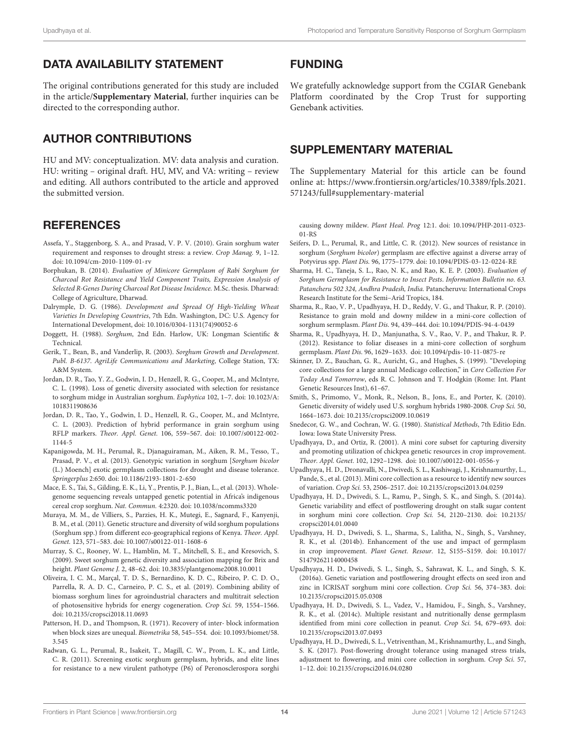## DATA AVAILABILITY STATEMENT

The original contributions generated for this study are included in the article/**Supplementary Material**, further inquiries can be directed to the corresponding author.

## AUTHOR CONTRIBUTIONS

HU and MV: conceptualization. MV: data analysis and curation. HU: writing – original draft. HU, MV, and VA: writing – review and editing. All authors contributed to the article and approved the submitted version.

## FUNDING

We gratefully acknowledge support from the CGIAR Genebank Platform coordinated by the Crop Trust for supporting Genebank activities.

## SUPPLEMENTARY MATERIAL

The Supplementary Material for this article can be found online at: https://www.frontiersin.org/articles/10.3389/fpls.2021.571243/full#supplementary-material

## REFERENCES

Assefa, Y., Staggenborg, S. A., and Prasad, V. P. V. (2010). Grain sorghum water requirement and responses to drought stress: a review. *Crop Manag.* 9, 1–12. doi: 10.1094/cm-2010-1109-01-rv

Borphukan, B. (2014). *Evaluation of Minicore Germplasm of Rabi Sorghum for Charcoal Rot Resistance and Yield Component Traits, Expression Analysis of Selected R-Genes During Charcoal Rot Disease Incidence.* M.Sc. thesis. Dharwad: College of Agriculture, Dharwad.

Dalrymple, D. G. (1986). *Development and Spread Of High-Yielding Wheat Varieties In Developing Countries*, 7th Edn. Washington, DC: U.S. Agency for International Development, doi: 10.1016/0304-1131(74)90052-6

Doggett, H. (1988). *Sorghum*, 2nd Edn. Harlow, UK: Longman Scientific & Technical.

Gerik, T., Bean, B., and Vanderlip, R. (2003). *Sorghum Growth and Development. Publ. B-6137. AgriLife Communications and Marketing*, College Station, TX: A&M System.

Jordan, D. R., Tao, Y. Z., Godwin, I. D., Henzell, R. G., Cooper, M., and McIntyre, C. L. (1998). Loss of genetic diversity associated with selection for resistance to sorghum midge in Australian sorghum. *Euphytica* 102, 1–7. doi: 10.1023/A:1018311908636

Jordan, D. R., Tao, Y., Godwin, I. D., Henzell, R. G., Cooper, M., and McIntyre, C. L. (2003). Prediction of hybrid performance in grain sorghum using RFLP markers. *Theor. Appl. Genet.* 106, 559–567. doi: 10.1007/s00122-002-1144-5

Kapanigowda, M. H., Perumal, R., Djanaguiraman, M., Aiken, R. M., Tesso, T., Prasad, P. V., et al. (2013). Genotypic variation in sorghum [*Sorghum bicolor* (L.) Moench] exotic germplasm collections for drought and disease tolerance. *Springerplus* 2:650. doi: 10.1186/2193-1801-2-650

Mace, E. S., Tai, S., Gilding, E. K., Li, Y., Prentis, P. J., Bian, L., et al. (2013). Whole-genome sequencing reveals untapped genetic potential in Africa's indigenous cereal crop sorghum. *Nat. Commun.* 4:2320. doi: 10.1038/ncomms3320

Muraya, M. M., de Villiers, S., Parzies, H. K., Mutegi, E., Sagnard, F., Kanyenji, B. M., et al. (2011). Genetic structure and diversity of wild sorghum populations (Sorghum spp.) from different eco-geographical regions of Kenya. *Theor. Appl. Genet.* 123, 571–583. doi: 10.1007/s00122-011-1608-6

Murray, S. C., Rooney, W. L., Hamblin, M. T., Mitchell, S. E., and Kresovich, S. (2009). Sweet sorghum genetic diversity and association mapping for Brix and height. *Plant Genome J.* 2, 48–62. doi: 10.3835/plantgenome2008.10.0011

Oliveira, I. C. M., Marçal, T. D. S., Bernardino, K. D. C., Ribeiro, P. C. D. O., Parrella, R. A. D. C., Carneiro, P. C. S., et al. (2019). Combining ability of biomass sorghum lines for agroindustrial characters and multitrait selection of photosensitive hybrids for energy cogeneration. *Crop Sci.* 59, 1554–1566. doi: 10.2135/cropsci2018.11.0693

Patterson, H. D., and Thompson, R. (1971). Recovery of inter- block information when block sizes are unequal. *Biometrika* 58, 545–554. doi: 10.1093/biomet/58.3.545

Radwan, G. L., Perumal, R., Isakeit, T., Magill, C. W., Prom, L. K., and Little, C. R. (2011). Screening exotic sorghum germplasm, hybrids, and elite lines for resistance to a new virulent pathotype (P6) of Peronosclerospora sorghi causing downy mildew. *Plant Heal. Prog* 12:1. doi: 10.1094/PHP-2011-0323-01-RS

Seifers, D. L., Perumal, R., and Little, C. R. (2012). New sources of resistance in sorghum (*Sorghum bicolor*) germplasm are effective against a diverse array of Potyvirus spp. *Plant Dis.* 96, 1775–1779. doi: 10.1094/PDIS-03-12-0224-RE

Sharma, H. C., Taneja, S. L., Rao, N. K., and Rao, K. E. P. (2003). *Evaluation of Sorghum Germplasm for Resistance to Insect Pests. Information Bulletin no. 63. Patancheru 502 324, Andhra Pradesh, India.* Patancheruvu: International Crops Research Institute for the Semi–Arid Tropics, 184.

Sharma, R., Rao, V. P., Upadhyaya, H. D., Reddy, V. G., and Thakur, R. P. (2010). Resistance to grain mold and downy mildew in a mini-core collection of sorghum sermplasm. *Plant Dis.* 94, 439–444. doi: 10.1094/PDIS-94-4-0439

Sharma, R., Upadhyaya, H. D., Manjunatha, S. V., Rao, V. P., and Thakur, R. P. (2012). Resistance to foliar diseases in a mini-core collection of sorghum germplasm. *Plant Dis.* 96, 1629–1633. doi: 10.1094/pdis-10-11-0875-re

Skinner, D. Z., Bauchan, G. R., Auricht, G., and Hughes, S. (1999). "Developing core collections for a large annual Medicago collection," in *Core Collection For Today And Tomorrow*, eds R. C. Johnson and T. Hodgkin (Rome: Int. Plant Genetic Resources Inst), 61–67.

Smith, S., Primomo, V., Monk, R., Nelson, B., Jons, E., and Porter, K. (2010). Genetic diversity of widely used U.S. sorghum hybrids 1980-2008. *Crop Sci.* 50, 1664–1673. doi: 10.2135/cropsci2009.10.0619

Snedecor, G. W., and Cochran, W. G. (1980). *Statistical Methods*, 7th Editio Edn. Iowa: Iowa State University Press.

Upadhyaya, D., and Ortiz, R. (2001). A mini core subset for capturing diversity and promoting utilization of chickpea genetic resources in crop improvement. *Theor. Appl. Genet.* 102, 1292–1298. doi: 10.1007/s00122-001-0556-y

Upadhyaya, H. D., Dronavalli, N., Dwivedi, S. L., Kashiwagi, J., Krishnamurthy, L., Pande, S., et al. (2013). Mini core collection as a resource to identify new sources of variation. *Crop Sci.* 53, 2506–2517. doi: 10.2135/cropsci2013.04.0259

Upadhyaya, H. D., Dwivedi, S. L., Ramu, P., Singh, S. K., and Singh, S. (2014a). Genetic variability and effect of postflowering drought on stalk sugar content in sorghum mini core collection. *Crop Sci.* 54, 2120–2130. doi: 10.2135/cropsci2014.01.0040

Upadhyaya, H. D., Dwivedi, S. L., Sharma, S., Lalitha, N., Singh, S., Varshney, R. K., et al. (2014b). Enhancement of the use and impact of germplasm in crop improvement. *Plant Genet. Resour.* 12, S155–S159. doi: 10.1017/S1479262114000458

Upadhyaya, H. D., Dwivedi, S. L., Singh, S., Sahrawat, K. L., and Singh, S. K. (2016a). Genetic variation and postflowering drought effects on seed iron and zinc in ICRISAT sorghum mini core collection. *Crop Sci.* 56, 374–383. doi: 10.2135/cropsci2015.05.0308

Upadhyaya, H. D., Dwivedi, S. L., Vadez, V., Hamidou, F., Singh, S., Varshney, R. K., et al. (2014c). Multiple resistant and nutritionally dense germplasm identified from mini core collection in peanut. *Crop Sci.* 54, 679–693. doi: 10.2135/cropsci2013.07.0493

Upadhyaya, H. D., Dwivedi, S. L., Vetriventhan, M., Krishnamurthy, L., and Singh, S. K. (2017). Post-flowering drought tolerance using managed stress trials, adjustment to flowering, and mini core collection in sorghum. *Crop Sci.* 57, 1–12. doi: 10.2135/cropsci2016.04.0280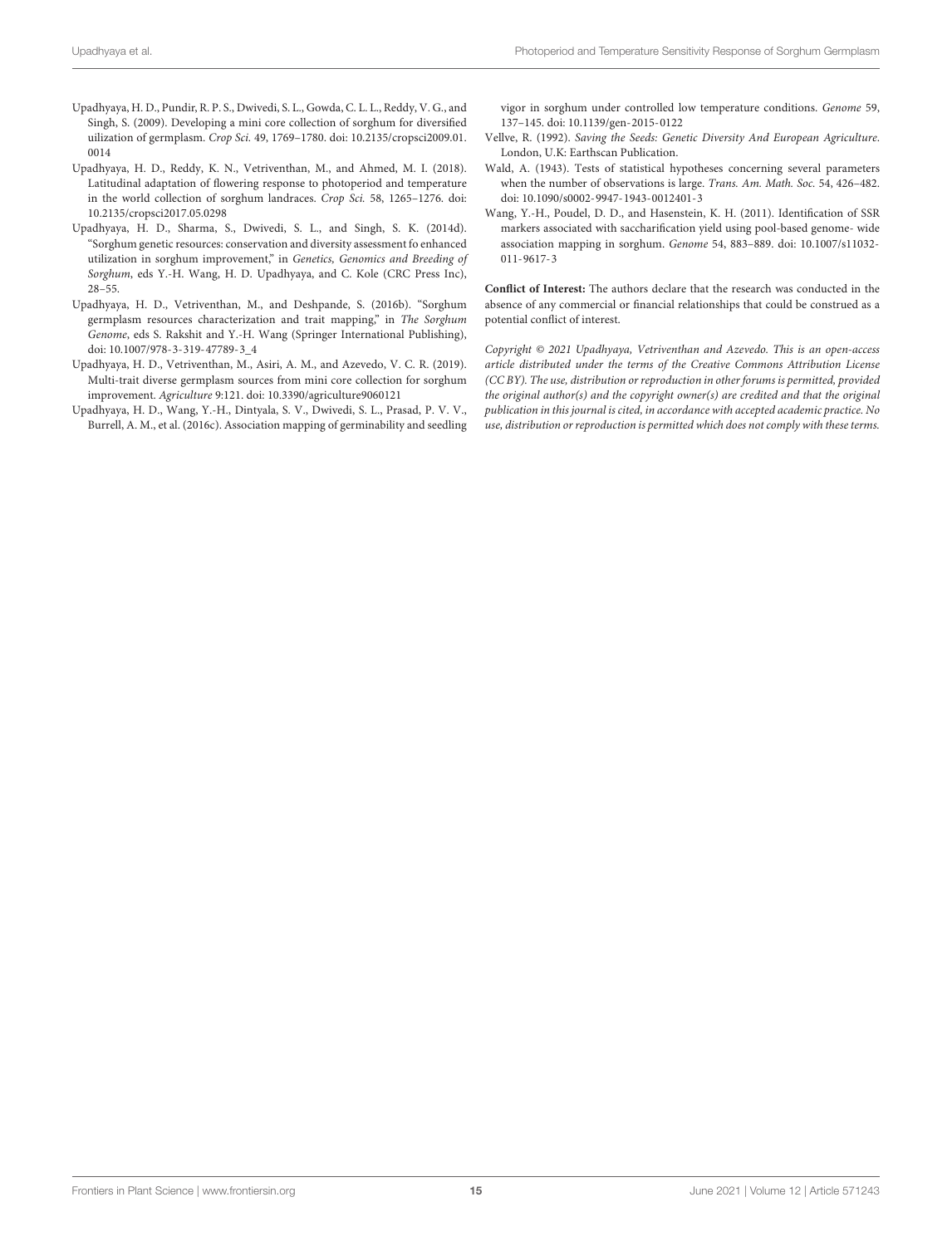Upadhyaya, H. D., Pundir, R. P. S., Dwivedi, S. L., Gowda, C. L. L., Reddy, V. G., and Singh, S. (2009). Developing a mini core collection of sorghum for diversified uilization of germplasm. *Crop Sci.* 49, 1769–1780. doi: 10.2135/cropsci2009.01.0014

Upadhyaya, H. D., Reddy, K. N., Vetriventhan, M., and Ahmed, M. I. (2018). Latitudinal adaptation of flowering response to photoperiod and temperature in the world collection of sorghum landraces. *Crop Sci.* 58, 1265–1276. doi: 10.2135/cropsci2017.05.0298

Upadhyaya, H. D., Sharma, S., Dwivedi, S. L., and Singh, S. K. (2014d). "Sorghum genetic resources: conservation and diversity assessment fo enhanced utilization in sorghum improvement," in *Genetics, Genomics and Breeding of Sorghum*, eds Y.-H. Wang, H. D. Upadhyaya, and C. Kole (CRC Press Inc), 28–55.

Upadhyaya, H. D., Vetriventhan, M., and Deshpande, S. (2016b). "Sorghum germplasm resources characterization and trait mapping," in *The Sorghum Genome*, eds S. Rakshit and Y.-H. Wang (Springer International Publishing), doi: 10.1007/978-3-319-47789-3_4

Upadhyaya, H. D., Vetriventhan, M., Asiri, A. M., and Azevedo, V. C. R. (2019). Multi-trait diverse germplasm sources from mini core collection for sorghum improvement. *Agriculture* 9:121. doi: 10.3390/agriculture9060121

Upadhyaya, H. D., Wang, Y.-H., Dintyala, S. V., Dwivedi, S. L., Prasad, P. V. V., Burrell, A. M., et al. (2016c). Association mapping of germinability and seedling vigor in sorghum under controlled low temperature conditions. *Genome* 59, 137–145. doi: 10.1139/gen-2015-0122

Vellve, R. (1992). *Saving the Seeds: Genetic Diversity And European Agriculture*. London, U.K: Earthscan Publication.

Wald, A. (1943). Tests of statistical hypotheses concerning several parameters when the number of observations is large. *Trans. Am. Math. Soc.* 54, 426–482. doi: 10.1090/s0002-9947-1943-0012401-3

Wang, Y.-H., Poudel, D. D., and Hasenstein, K. H. (2011). Identification of SSR markers associated with saccharification yield using pool-based genome- wide association mapping in sorghum. *Genome* 54, 883–889. doi: 10.1007/s11032-011-9617-3

**Conflict of Interest:** The authors declare that the research was conducted in the absence of any commercial or financial relationships that could be construed as a potential conflict of interest.

*Copyright © 2021 Upadhyaya, Vetriventhan and Azevedo. This is an open-access article distributed under the terms of the Creative Commons Attribution License (CC BY). The use, distribution or reproduction in other forums is permitted, provided the original author(s) and the copyright owner(s) are credited and that the original publication in this journal is cited, in accordance with accepted academic practice. No use, distribution or reproduction is permitted which does not comply with these terms.*